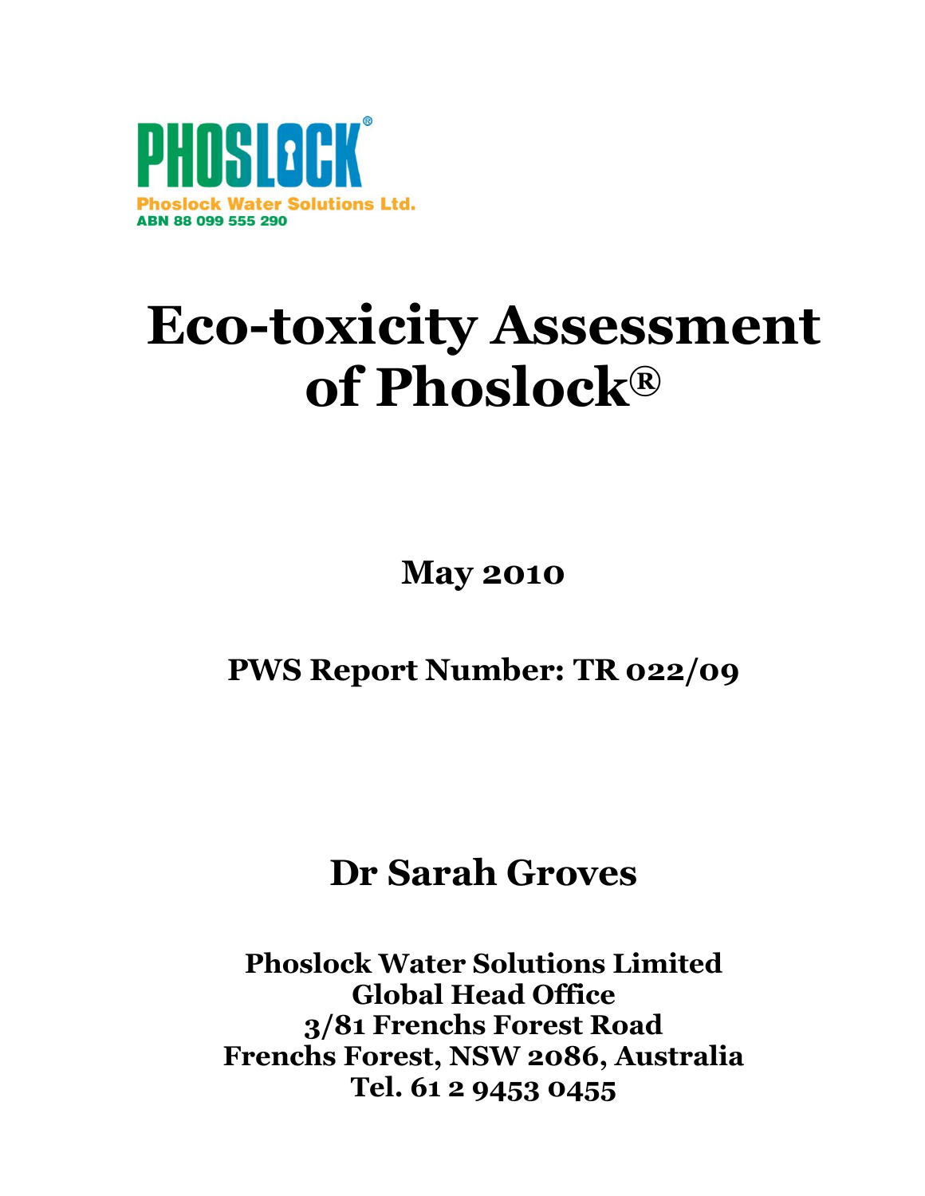PHOSLOCK®

Phoslock Water Solutions Ltd.

ABN 88 099 555 290

# Eco-toxicity Assessment of Phoslock®

**May 2010**

**PWS Report Number: TR 022/09**

**Dr Sarah Groves**

**Phoslock Water Solutions Limited**
**Global Head Office**
**3/81 Frenchs Forest Road**
**Frenchs Forest, NSW 2086, Australia**
**Tel. 61 2 9453 0455**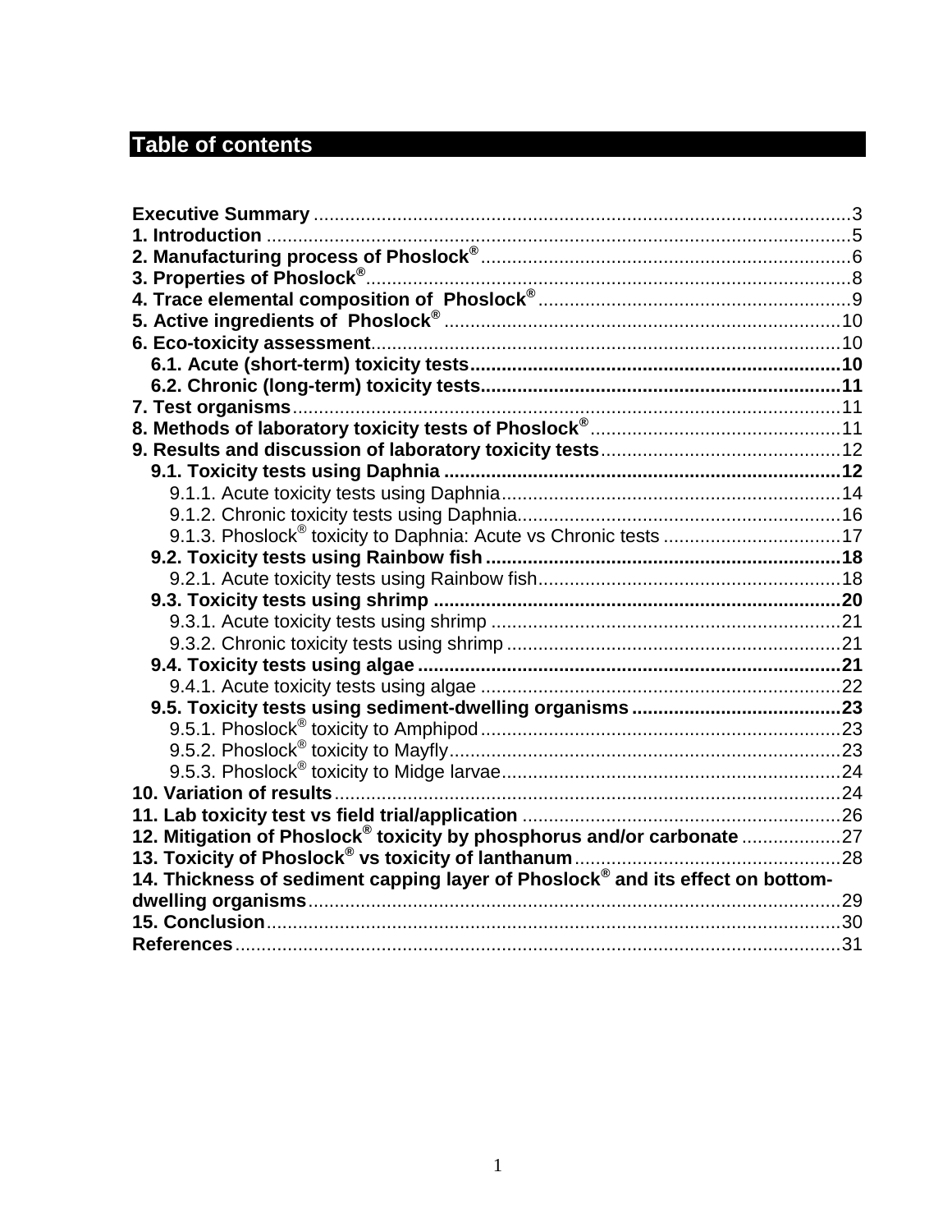# Table of contents

**Executive Summary** ......................................................................................................3
**1. Introduction** ...............................................................................................................5
**2. Manufacturing process of Phoslock®** .....................................................................6
**3. Properties of Phoslock®** ...........................................................................................8
**4. Trace elemental composition of Phoslock®** ............................................................9
**5. Active ingredients of Phoslock®** ............................................................................10
**6. Eco-toxicity assessment** .........................................................................................10
  **6.1. Acute (short-term) toxicity tests** ......................................................................10
  **6.2. Chronic (long-term) toxicity tests** ....................................................................11
**7. Test organisms** .........................................................................................................11
**8. Methods of laboratory toxicity tests of Phoslock®** ...............................................11
**9. Results and discussion of laboratory toxicity tests** .............................................12
  **9.1. Toxicity tests using Daphnia** ...........................................................................12
    9.1.1. Acute toxicity tests using Daphnia ................................................................14
    9.1.2. Chronic toxicity tests using Daphnia .............................................................16
    9.1.3. Phoslock® toxicity to Daphnia: Acute vs Chronic tests ..................................17
  **9.2. Toxicity tests using Rainbow fish** ....................................................................18
    9.2.1. Acute toxicity tests using Rainbow fish ..........................................................18
  **9.3. Toxicity tests using shrimp** ..............................................................................20
    9.3.1. Acute toxicity tests using shrimp ...................................................................21
    9.3.2. Chronic toxicity tests using shrimp ................................................................21
  **9.4. Toxicity tests using algae** .................................................................................21
    9.4.1. Acute toxicity tests using algae .....................................................................22
  **9.5. Toxicity tests using sediment-dwelling organisms** ........................................23
    9.5.1. Phoslock® toxicity to Amphipod .....................................................................23
    9.5.2. Phoslock® toxicity to Mayfly ...........................................................................23
    9.5.3. Phoslock® toxicity to Midge larvae .................................................................24
**10. Variation of results** .................................................................................................24
**11. Lab toxicity test vs field trial/application** ............................................................26
**12. Mitigation of Phoslock® toxicity by phosphorus and/or carbonate** ...................27
**13. Toxicity of Phoslock® vs toxicity of lanthanum** ....................................................28
**14. Thickness of sediment capping layer of Phoslock® and its effect on bottom-dwelling organisms** ......................................................................................................29
**15. Conclusion** ...............................................................................................................30
**References** ....................................................................................................................31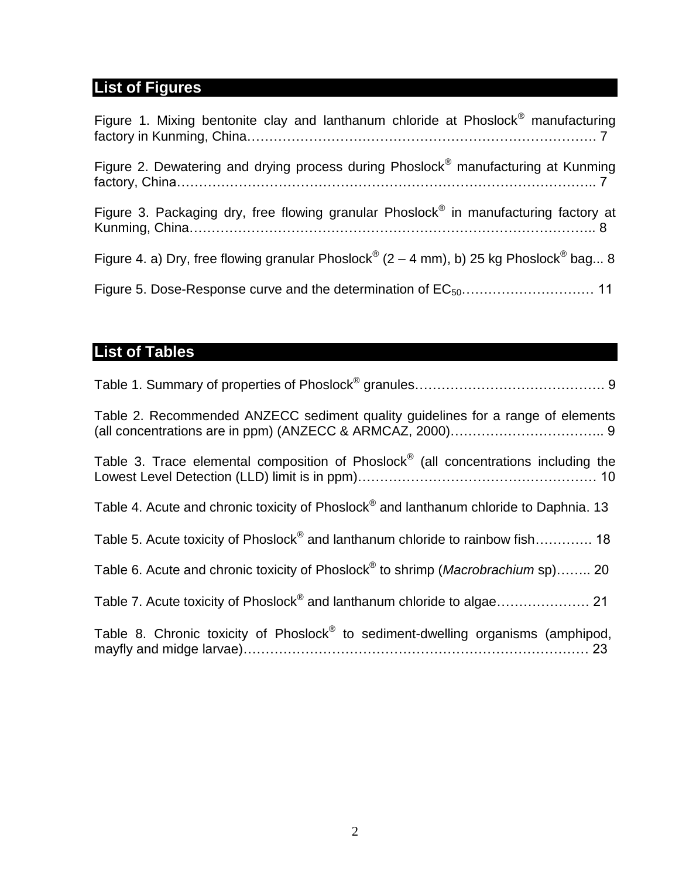## List of Figures

Figure 1. Mixing bentonite clay and lanthanum chloride at Phoslock® manufacturing factory in Kunming, China………………………………………………………………………. 7

Figure 2. Dewatering and drying process during Phoslock® manufacturing at Kunming factory, China……………………………………………………………………………….. 7

Figure 3. Packaging dry, free flowing granular Phoslock® in manufacturing factory at Kunming, China…………………………………………………………………………….. 8

Figure 4. a) Dry, free flowing granular Phoslock® (2 – 4 mm), b) 25 kg Phoslock® bag... 8

Figure 5. Dose-Response curve and the determination of $EC_{50}$………………………… 11

## List of Tables

Table 1. Summary of properties of Phoslock® granules……………………………………. 9

Table 2. Recommended ANZECC sediment quality guidelines for a range of elements (all concentrations are in ppm) (ANZECC & ARMCAZ, 2000)…………………………….. 9

Table 3. Trace elemental composition of Phoslock® (all concentrations including the Lowest Level Detection (LLD) limit is in ppm)……………………………………………… 10

Table 4. Acute and chronic toxicity of Phoslock® and lanthanum chloride to Daphnia. 13

Table 5. Acute toxicity of Phoslock® and lanthanum chloride to rainbow fish…………. 18

Table 6. Acute and chronic toxicity of Phoslock® to shrimp (*Macrobrachium* sp)…….. 20

Table 7. Acute toxicity of Phoslock® and lanthanum chloride to algae………………… 21

Table 8. Chronic toxicity of Phoslock® to sediment-dwelling organisms (amphipod, mayfly and midge larvae)………………………………………………………………… 23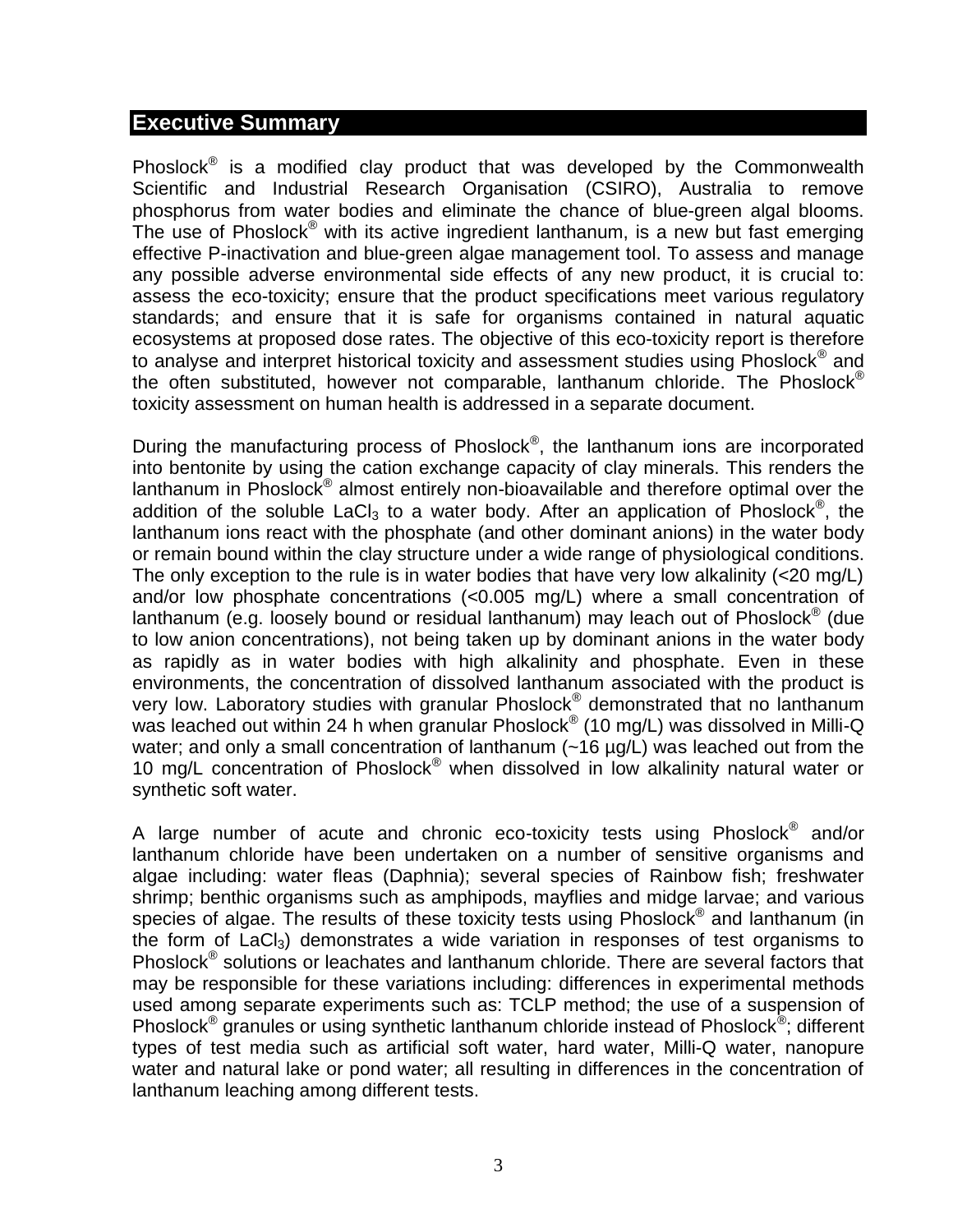## Executive Summary

Phoslock® is a modified clay product that was developed by the Commonwealth Scientific and Industrial Research Organisation (CSIRO), Australia to remove phosphorus from water bodies and eliminate the chance of blue-green algal blooms. The use of Phoslock® with its active ingredient lanthanum, is a new but fast emerging effective P-inactivation and blue-green algae management tool. To assess and manage any possible adverse environmental side effects of any new product, it is crucial to: assess the eco-toxicity; ensure that the product specifications meet various regulatory standards; and ensure that it is safe for organisms contained in natural aquatic ecosystems at proposed dose rates. The objective of this eco-toxicity report is therefore to analyse and interpret historical toxicity and assessment studies using Phoslock® and the often substituted, however not comparable, lanthanum chloride. The Phoslock® toxicity assessment on human health is addressed in a separate document.

During the manufacturing process of Phoslock®, the lanthanum ions are incorporated into bentonite by using the cation exchange capacity of clay minerals. This renders the lanthanum in Phoslock® almost entirely non-bioavailable and therefore optimal over the addition of the soluble $LaCl_3$ to a water body. After an application of Phoslock®, the lanthanum ions react with the phosphate (and other dominant anions) in the water body or remain bound within the clay structure under a wide range of physiological conditions. The only exception to the rule is in water bodies that have very low alkalinity (<20 mg/L) and/or low phosphate concentrations (<0.005 mg/L) where a small concentration of lanthanum (e.g. loosely bound or residual lanthanum) may leach out of Phoslock® (due to low anion concentrations), not being taken up by dominant anions in the water body as rapidly as in water bodies with high alkalinity and phosphate. Even in these environments, the concentration of dissolved lanthanum associated with the product is very low. Laboratory studies with granular Phoslock® demonstrated that no lanthanum was leached out within 24 h when granular Phoslock® (10 mg/L) was dissolved in Milli-Q water; and only a small concentration of lanthanum (~16 µg/L) was leached out from the 10 mg/L concentration of Phoslock® when dissolved in low alkalinity natural water or synthetic soft water.

A large number of acute and chronic eco-toxicity tests using Phoslock® and/or lanthanum chloride have been undertaken on a number of sensitive organisms and algae including: water fleas (Daphnia); several species of Rainbow fish; freshwater shrimp; benthic organisms such as amphipods, mayflies and midge larvae; and various species of algae. The results of these toxicity tests using Phoslock® and lanthanum (in the form of $LaCl_3$) demonstrates a wide variation in responses of test organisms to Phoslock® solutions or leachates and lanthanum chloride. There are several factors that may be responsible for these variations including: differences in experimental methods used among separate experiments such as: TCLP method; the use of a suspension of Phoslock® granules or using synthetic lanthanum chloride instead of Phoslock®; different types of test media such as artificial soft water, hard water, Milli-Q water, nanopure water and natural lake or pond water; all resulting in differences in the concentration of lanthanum leaching among different tests.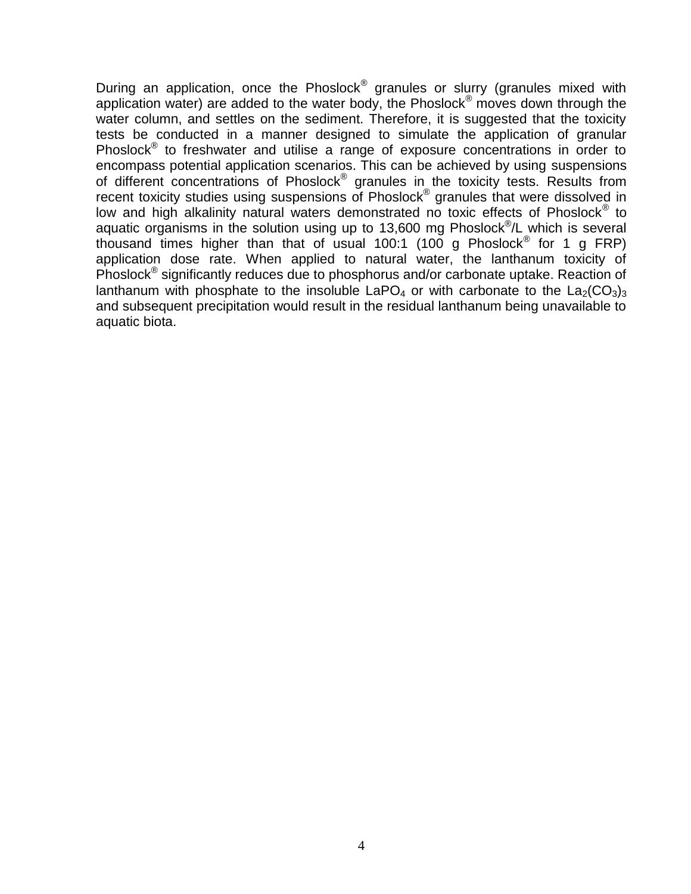During an application, once the Phoslock® granules or slurry (granules mixed with application water) are added to the water body, the Phoslock® moves down through the water column, and settles on the sediment. Therefore, it is suggested that the toxicity tests be conducted in a manner designed to simulate the application of granular Phoslock® to freshwater and utilise a range of exposure concentrations in order to encompass potential application scenarios. This can be achieved by using suspensions of different concentrations of Phoslock® granules in the toxicity tests. Results from recent toxicity studies using suspensions of Phoslock® granules that were dissolved in low and high alkalinity natural waters demonstrated no toxic effects of Phoslock® to aquatic organisms in the solution using up to 13,600 mg Phoslock®/L which is several thousand times higher than that of usual 100:1 (100 g Phoslock® for 1 g FRP) application dose rate. When applied to natural water, the lanthanum toxicity of Phoslock® significantly reduces due to phosphorus and/or carbonate uptake. Reaction of lanthanum with phosphate to the insoluble $LaPO_4$ or with carbonate to the $La_2(CO_3)_3$ and subsequent precipitation would result in the residual lanthanum being unavailable to aquatic biota.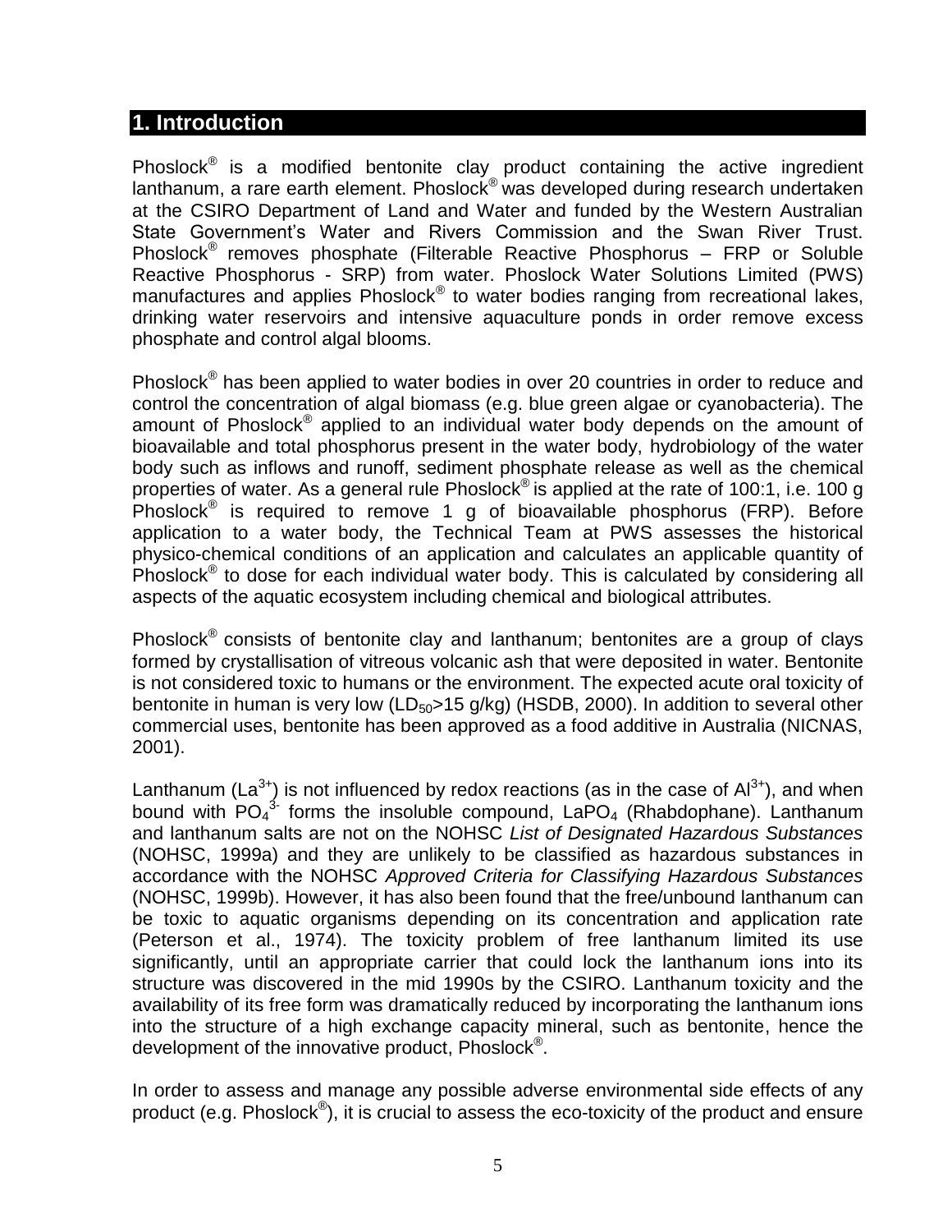## 1. Introduction

Phoslock® is a modified bentonite clay product containing the active ingredient lanthanum, a rare earth element. Phoslock® was developed during research undertaken at the CSIRO Department of Land and Water and funded by the Western Australian State Government's Water and Rivers Commission and the Swan River Trust. Phoslock® removes phosphate (Filterable Reactive Phosphorus – FRP or Soluble Reactive Phosphorus - SRP) from water. Phoslock Water Solutions Limited (PWS) manufactures and applies Phoslock® to water bodies ranging from recreational lakes, drinking water reservoirs and intensive aquaculture ponds in order remove excess phosphate and control algal blooms.

Phoslock® has been applied to water bodies in over 20 countries in order to reduce and control the concentration of algal biomass (e.g. blue green algae or cyanobacteria). The amount of Phoslock® applied to an individual water body depends on the amount of bioavailable and total phosphorus present in the water body, hydrobiology of the water body such as inflows and runoff, sediment phosphate release as well as the chemical properties of water. As a general rule Phoslock® is applied at the rate of 100:1, i.e. 100 g Phoslock® is required to remove 1 g of bioavailable phosphorus (FRP). Before application to a water body, the Technical Team at PWS assesses the historical physico-chemical conditions of an application and calculates an applicable quantity of Phoslock® to dose for each individual water body. This is calculated by considering all aspects of the aquatic ecosystem including chemical and biological attributes.

Phoslock® consists of bentonite clay and lanthanum; bentonites are a group of clays formed by crystallisation of vitreous volcanic ash that were deposited in water. Bentonite is not considered toxic to humans or the environment. The expected acute oral toxicity of bentonite in human is very low ($LD_{50}$>15 g/kg) (HSDB, 2000). In addition to several other commercial uses, bentonite has been approved as a food additive in Australia (NICNAS, 2001).

Lanthanum ($La^{3+}$) is not influenced by redox reactions (as in the case of $Al^{3+}$), and when bound with $PO_4^{3-}$ forms the insoluble compound, $LaPO_4$ (Rhabdophane). Lanthanum and lanthanum salts are not on the NOHSC *List of Designated Hazardous Substances* (NOHSC, 1999a) and they are unlikely to be classified as hazardous substances in accordance with the NOHSC *Approved Criteria for Classifying Hazardous Substances* (NOHSC, 1999b). However, it has also been found that the free/unbound lanthanum can be toxic to aquatic organisms depending on its concentration and application rate (Peterson et al., 1974). The toxicity problem of free lanthanum limited its use significantly, until an appropriate carrier that could lock the lanthanum ions into its structure was discovered in the mid 1990s by the CSIRO. Lanthanum toxicity and the availability of its free form was dramatically reduced by incorporating the lanthanum ions into the structure of a high exchange capacity mineral, such as bentonite, hence the development of the innovative product, Phoslock®.

In order to assess and manage any possible adverse environmental side effects of any product (e.g. Phoslock®), it is crucial to assess the eco-toxicity of the product and ensure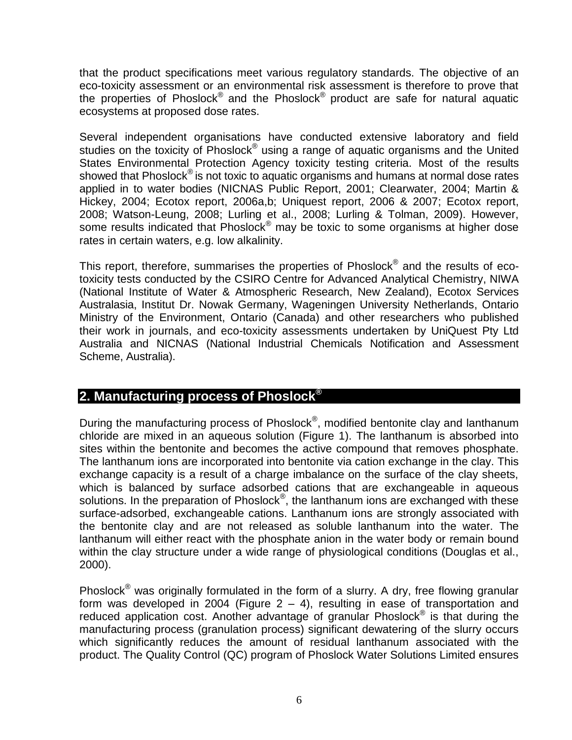that the product specifications meet various regulatory standards. The objective of an eco-toxicity assessment or an environmental risk assessment is therefore to prove that the properties of Phoslock® and the Phoslock® product are safe for natural aquatic ecosystems at proposed dose rates.

Several independent organisations have conducted extensive laboratory and field studies on the toxicity of Phoslock® using a range of aquatic organisms and the United States Environmental Protection Agency toxicity testing criteria. Most of the results showed that Phoslock® is not toxic to aquatic organisms and humans at normal dose rates applied in to water bodies (NICNAS Public Report, 2001; Clearwater, 2004; Martin & Hickey, 2004; Ecotox report, 2006a,b; Uniquest report, 2006 & 2007; Ecotox report, 2008; Watson-Leung, 2008; Lurling et al., 2008; Lurling & Tolman, 2009). However, some results indicated that Phoslock® may be toxic to some organisms at higher dose rates in certain waters, e.g. low alkalinity.

This report, therefore, summarises the properties of Phoslock® and the results of eco-toxicity tests conducted by the CSIRO Centre for Advanced Analytical Chemistry, NIWA (National Institute of Water & Atmospheric Research, New Zealand), Ecotox Services Australasia, Institut Dr. Nowak Germany, Wageningen University Netherlands, Ontario Ministry of the Environment, Ontario (Canada) and other researchers who published their work in journals, and eco-toxicity assessments undertaken by UniQuest Pty Ltd Australia and NICNAS (National Industrial Chemicals Notification and Assessment Scheme, Australia).

## 2. Manufacturing process of Phoslock®

During the manufacturing process of Phoslock®, modified bentonite clay and lanthanum chloride are mixed in an aqueous solution (Figure 1). The lanthanum is absorbed into sites within the bentonite and becomes the active compound that removes phosphate. The lanthanum ions are incorporated into bentonite via cation exchange in the clay. This exchange capacity is a result of a charge imbalance on the surface of the clay sheets, which is balanced by surface adsorbed cations that are exchangeable in aqueous solutions. In the preparation of Phoslock®, the lanthanum ions are exchanged with these surface-adsorbed, exchangeable cations. Lanthanum ions are strongly associated with the bentonite clay and are not released as soluble lanthanum into the water. The lanthanum will either react with the phosphate anion in the water body or remain bound within the clay structure under a wide range of physiological conditions (Douglas et al., 2000).

Phoslock® was originally formulated in the form of a slurry. A dry, free flowing granular form was developed in 2004 (Figure 2 – 4), resulting in ease of transportation and reduced application cost. Another advantage of granular Phoslock® is that during the manufacturing process (granulation process) significant dewatering of the slurry occurs which significantly reduces the amount of residual lanthanum associated with the product. The Quality Control (QC) program of Phoslock Water Solutions Limited ensures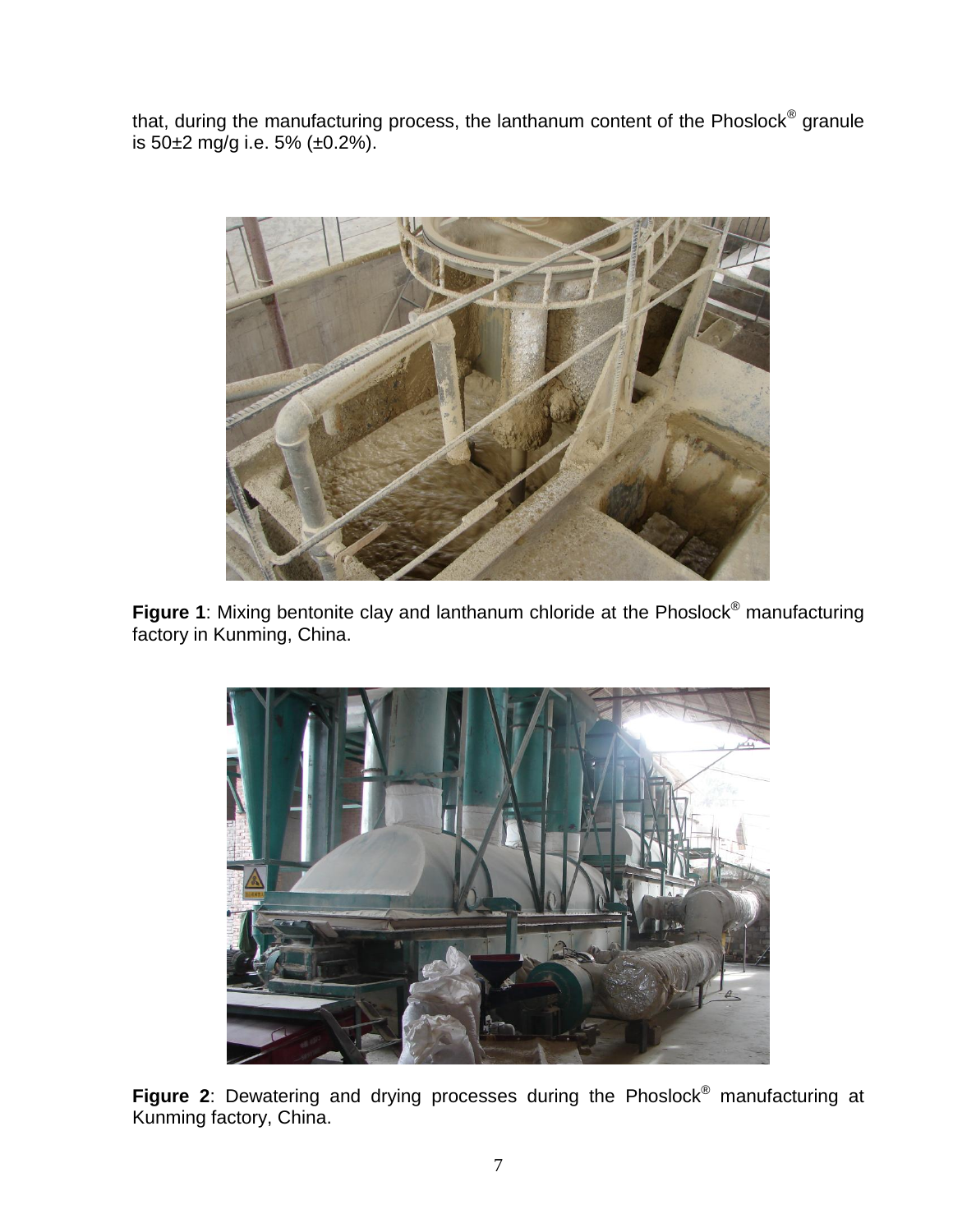that, during the manufacturing process, the lanthanum content of the Phoslock® granule is 50±2 mg/g i.e. 5% (±0.2%).

**Figure 1**: Mixing bentonite clay and lanthanum chloride at the Phoslock® manufacturing factory in Kunming, China.

**Figure 2**: Dewatering and drying processes during the Phoslock® manufacturing at Kunming factory, China.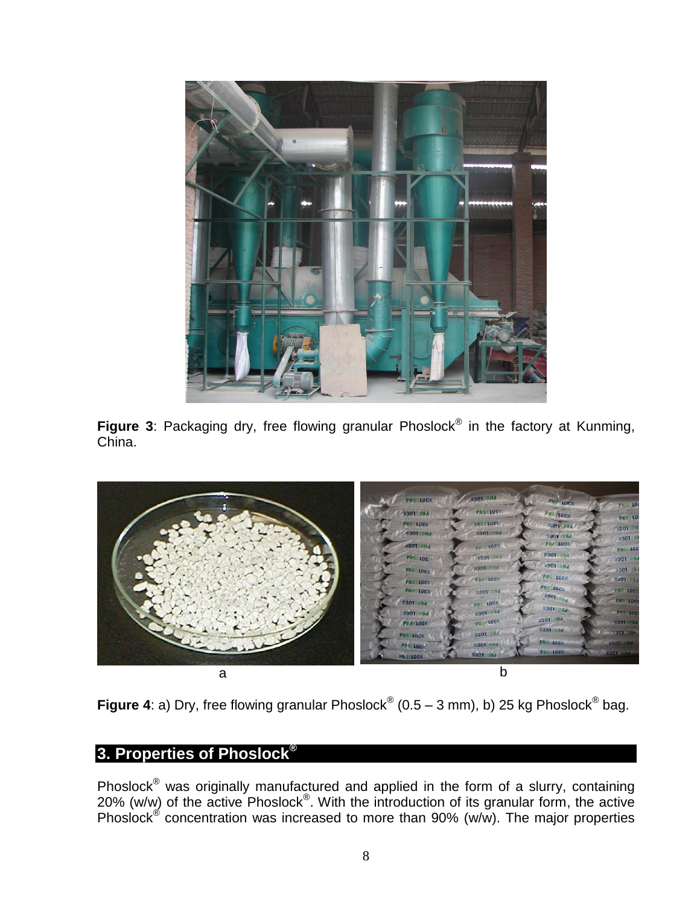**Figure 3**: Packaging dry, free flowing granular Phoslock® in the factory at Kunming, China.

a

b

**Figure 4**: a) Dry, free flowing granular Phoslock® (0.5 – 3 mm), b) 25 kg Phoslock® bag.

## 3. Properties of Phoslock®

Phoslock® was originally manufactured and applied in the form of a slurry, containing 20% (w/w) of the active Phoslock®. With the introduction of its granular form, the active Phoslock® concentration was increased to more than 90% (w/w). The major properties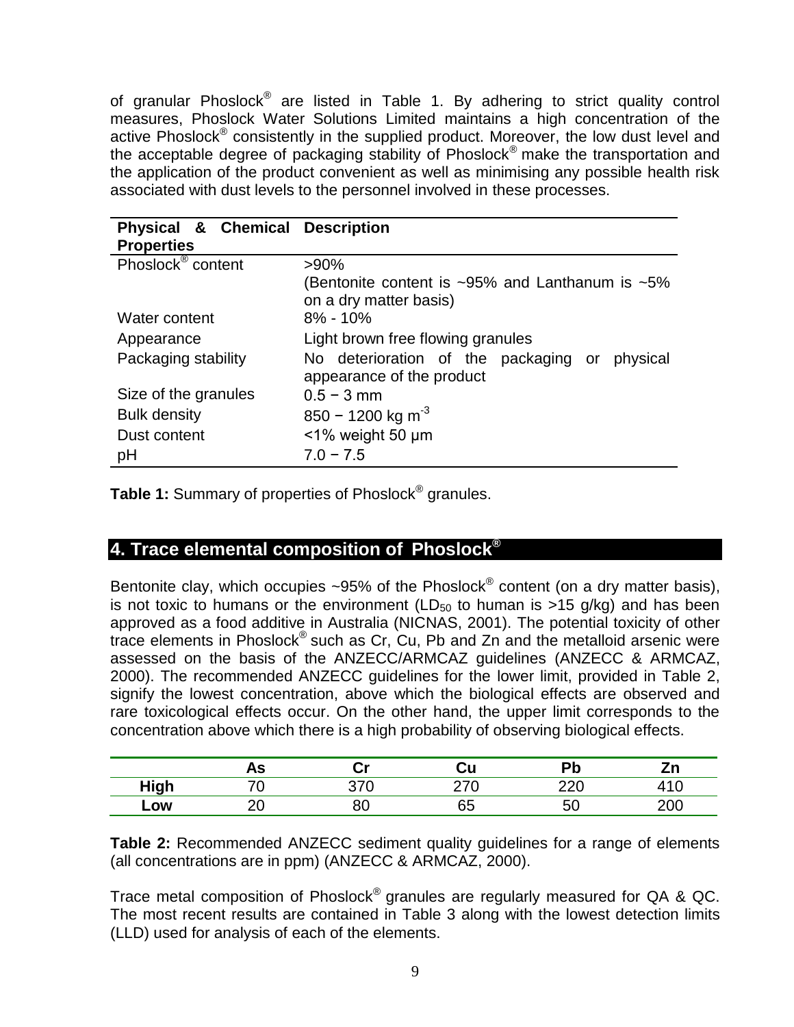of granular Phoslock® are listed in Table 1. By adhering to strict quality control measures, Phoslock Water Solutions Limited maintains a high concentration of the active Phoslock® consistently in the supplied product. Moreover, the low dust level and the acceptable degree of packaging stability of Phoslock® make the transportation and the application of the product convenient as well as minimising any possible health risk associated with dust levels to the personnel involved in these processes.

| Physical & Chemical Properties | Description |
|---|---|
| Phoslock® content | >90% (Bentonite content is ~95% and Lanthanum is ~5% on a dry matter basis) |
| Water content | 8% - 10% |
| Appearance | Light brown free flowing granules |
| Packaging stability | No deterioration of the packaging or physical appearance of the product |
| Size of the granules | 0.5 − 3 mm |
| Bulk density | 850 − 1200 kg $m^{-3}$ |
| Dust content | <1% weight 50 µm |
| pH | 7.0 − 7.5 |

**Table 1:** Summary of properties of Phoslock® granules.

## 4. Trace elemental composition of Phoslock®

Bentonite clay, which occupies ~95% of the Phoslock® content (on a dry matter basis), is not toxic to humans or the environment ($LD_{50}$ to human is >15 g/kg) and has been approved as a food additive in Australia (NICNAS, 2001). The potential toxicity of other trace elements in Phoslock® such as Cr, Cu, Pb and Zn and the metalloid arsenic were assessed on the basis of the ANZECC/ARMCAZ guidelines (ANZECC & ARMCAZ, 2000). The recommended ANZECC guidelines for the lower limit, provided in Table 2, signify the lowest concentration, above which the biological effects are observed and rare toxicological effects occur. On the other hand, the upper limit corresponds to the concentration above which there is a high probability of observing biological effects.

| | As | Cr | Cu | Pb | Zn |
|---|---|---|---|---|---|
| **High** | 70 | 370 | 270 | 220 | 410 |
| **Low** | 20 | 80 | 65 | 50 | 200 |

**Table 2:** Recommended ANZECC sediment quality guidelines for a range of elements (all concentrations are in ppm) (ANZECC & ARMCAZ, 2000).

Trace metal composition of Phoslock® granules are regularly measured for QA & QC. The most recent results are contained in Table 3 along with the lowest detection limits (LLD) used for analysis of each of the elements.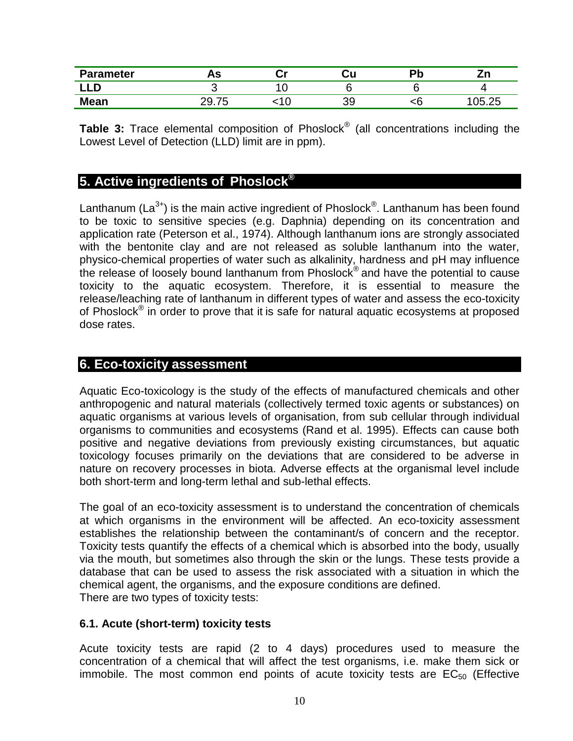| Parameter | As | Cr | Cu | Pb | Zn |
|---|---|---|---|---|---|
| LLD | 3 | 10 | 6 | 6 | 4 |
| Mean | 29.75 | <10 | 39 | <6 | 105.25 |

**Table 3:** Trace elemental composition of Phoslock® (all concentrations including the Lowest Level of Detection (LLD) limit are in ppm).

## 5. Active ingredients of Phoslock®

Lanthanum ($La^{3+}$) is the main active ingredient of Phoslock®. Lanthanum has been found to be toxic to sensitive species (e.g. Daphnia) depending on its concentration and application rate (Peterson et al., 1974). Although lanthanum ions are strongly associated with the bentonite clay and are not released as soluble lanthanum into the water, physico-chemical properties of water such as alkalinity, hardness and pH may influence the release of loosely bound lanthanum from Phoslock® and have the potential to cause toxicity to the aquatic ecosystem. Therefore, it is essential to measure the release/leaching rate of lanthanum in different types of water and assess the eco-toxicity of Phoslock® in order to prove that it is safe for natural aquatic ecosystems at proposed dose rates.

## 6. Eco-toxicity assessment

Aquatic Eco-toxicology is the study of the effects of manufactured chemicals and other anthropogenic and natural materials (collectively termed toxic agents or substances) on aquatic organisms at various levels of organisation, from sub cellular through individual organisms to communities and ecosystems (Rand et al. 1995). Effects can cause both positive and negative deviations from previously existing circumstances, but aquatic toxicology focuses primarily on the deviations that are considered to be adverse in nature on recovery processes in biota. Adverse effects at the organismal level include both short-term and long-term lethal and sub-lethal effects.

The goal of an eco-toxicity assessment is to understand the concentration of chemicals at which organisms in the environment will be affected. An eco-toxicity assessment establishes the relationship between the contaminant/s of concern and the receptor. Toxicity tests quantify the effects of a chemical which is absorbed into the body, usually via the mouth, but sometimes also through the skin or the lungs. These tests provide a database that can be used to assess the risk associated with a situation in which the chemical agent, the organisms, and the exposure conditions are defined.
There are two types of toxicity tests:

### 6.1. Acute (short-term) toxicity tests

Acute toxicity tests are rapid (2 to 4 days) procedures used to measure the concentration of a chemical that will affect the test organisms, i.e. make them sick or immobile. The most common end points of acute toxicity tests are $EC_{50}$ (Effective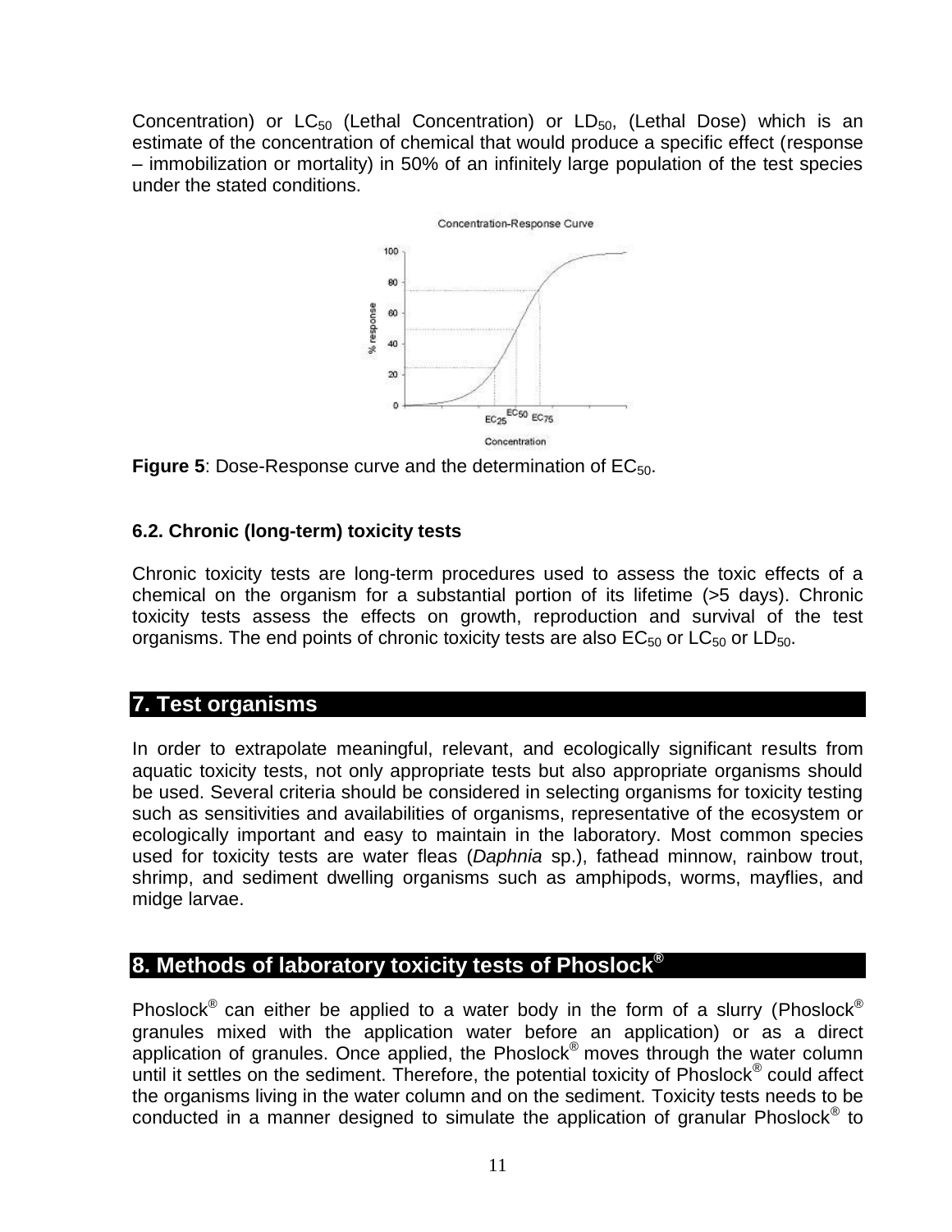Concentration) or $LC_{50}$ (Lethal Concentration) or $LD_{50}$, (Lethal Dose) which is an estimate of the concentration of chemical that would produce a specific effect (response – immobilization or mortality) in 50% of an infinitely large population of the test species under the stated conditions.

**Figure 5**: Dose-Response curve and the determination of $EC_{50}$.

### 6.2. Chronic (long-term) toxicity tests

Chronic toxicity tests are long-term procedures used to assess the toxic effects of a chemical on the organism for a substantial portion of its lifetime (>5 days). Chronic toxicity tests assess the effects on growth, reproduction and survival of the test organisms. The end points of chronic toxicity tests are also $EC_{50}$ or $LC_{50}$ or $LD_{50}$.

## 7. Test organisms

In order to extrapolate meaningful, relevant, and ecologically significant results from aquatic toxicity tests, not only appropriate tests but also appropriate organisms should be used. Several criteria should be considered in selecting organisms for toxicity testing such as sensitivities and availabilities of organisms, representative of the ecosystem or ecologically important and easy to maintain in the laboratory. Most common species used for toxicity tests are water fleas (*Daphnia* sp.), fathead minnow, rainbow trout, shrimp, and sediment dwelling organisms such as amphipods, worms, mayflies, and midge larvae.

## 8. Methods of laboratory toxicity tests of Phoslock®

Phoslock® can either be applied to a water body in the form of a slurry (Phoslock® granules mixed with the application water before an application) or as a direct application of granules. Once applied, the Phoslock® moves through the water column until it settles on the sediment. Therefore, the potential toxicity of Phoslock® could affect the organisms living in the water column and on the sediment. Toxicity tests needs to be conducted in a manner designed to simulate the application of granular Phoslock® to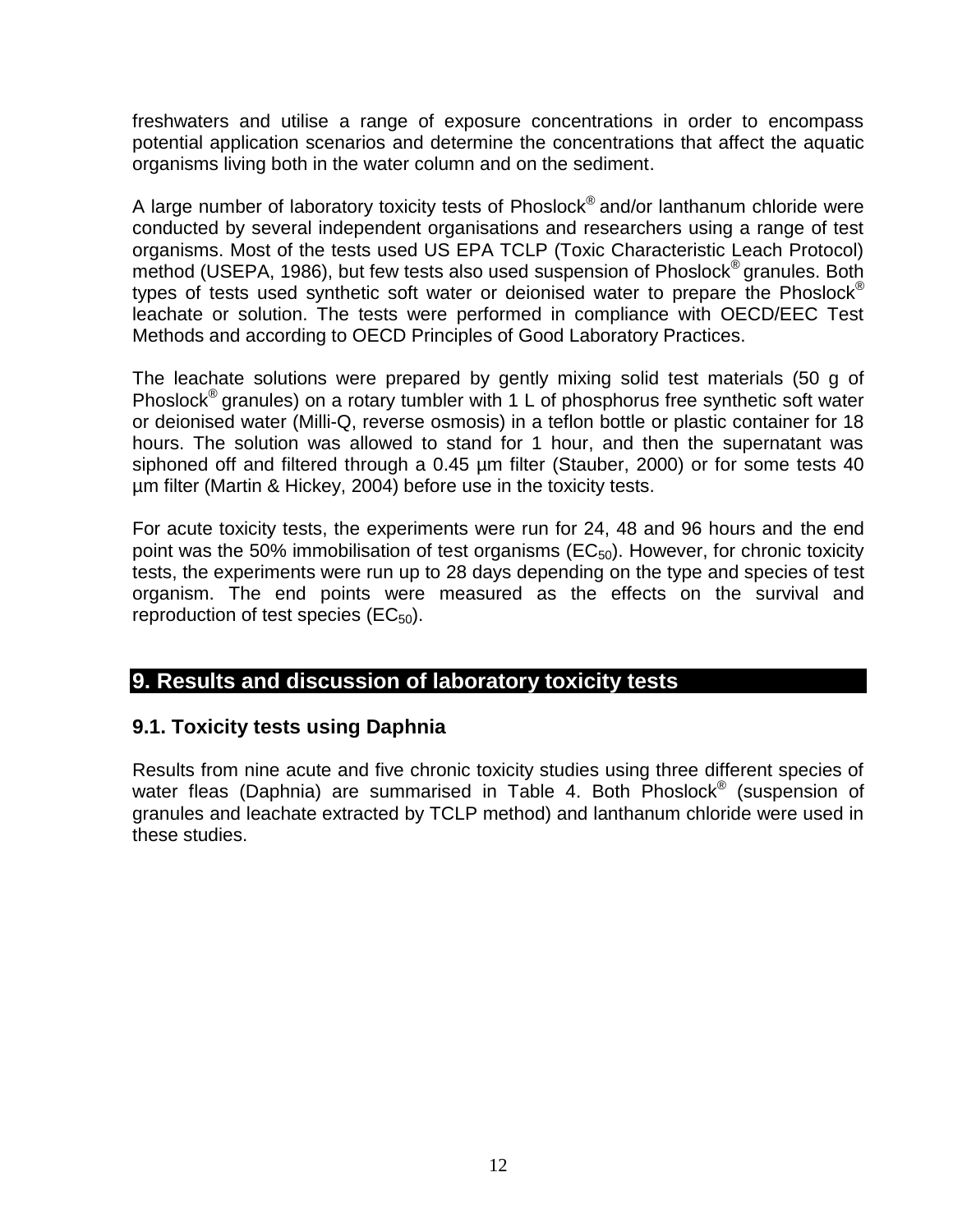freshwaters and utilise a range of exposure concentrations in order to encompass potential application scenarios and determine the concentrations that affect the aquatic organisms living both in the water column and on the sediment.

A large number of laboratory toxicity tests of Phoslock® and/or lanthanum chloride were conducted by several independent organisations and researchers using a range of test organisms. Most of the tests used US EPA TCLP (Toxic Characteristic Leach Protocol) method (USEPA, 1986), but few tests also used suspension of Phoslock® granules. Both types of tests used synthetic soft water or deionised water to prepare the Phoslock® leachate or solution. The tests were performed in compliance with OECD/EEC Test Methods and according to OECD Principles of Good Laboratory Practices.

The leachate solutions were prepared by gently mixing solid test materials (50 g of Phoslock® granules) on a rotary tumbler with 1 L of phosphorus free synthetic soft water or deionised water (Milli-Q, reverse osmosis) in a teflon bottle or plastic container for 18 hours. The solution was allowed to stand for 1 hour, and then the supernatant was siphoned off and filtered through a 0.45 µm filter (Stauber, 2000) or for some tests 40 µm filter (Martin & Hickey, 2004) before use in the toxicity tests.

For acute toxicity tests, the experiments were run for 24, 48 and 96 hours and the end point was the 50% immobilisation of test organisms ($EC_{50}$). However, for chronic toxicity tests, the experiments were run up to 28 days depending on the type and species of test organism. The end points were measured as the effects on the survival and reproduction of test species ($EC_{50}$).

## 9. Results and discussion of laboratory toxicity tests

### 9.1. Toxicity tests using Daphnia

Results from nine acute and five chronic toxicity studies using three different species of water fleas (Daphnia) are summarised in Table 4. Both Phoslock® (suspension of granules and leachate extracted by TCLP method) and lanthanum chloride were used in these studies.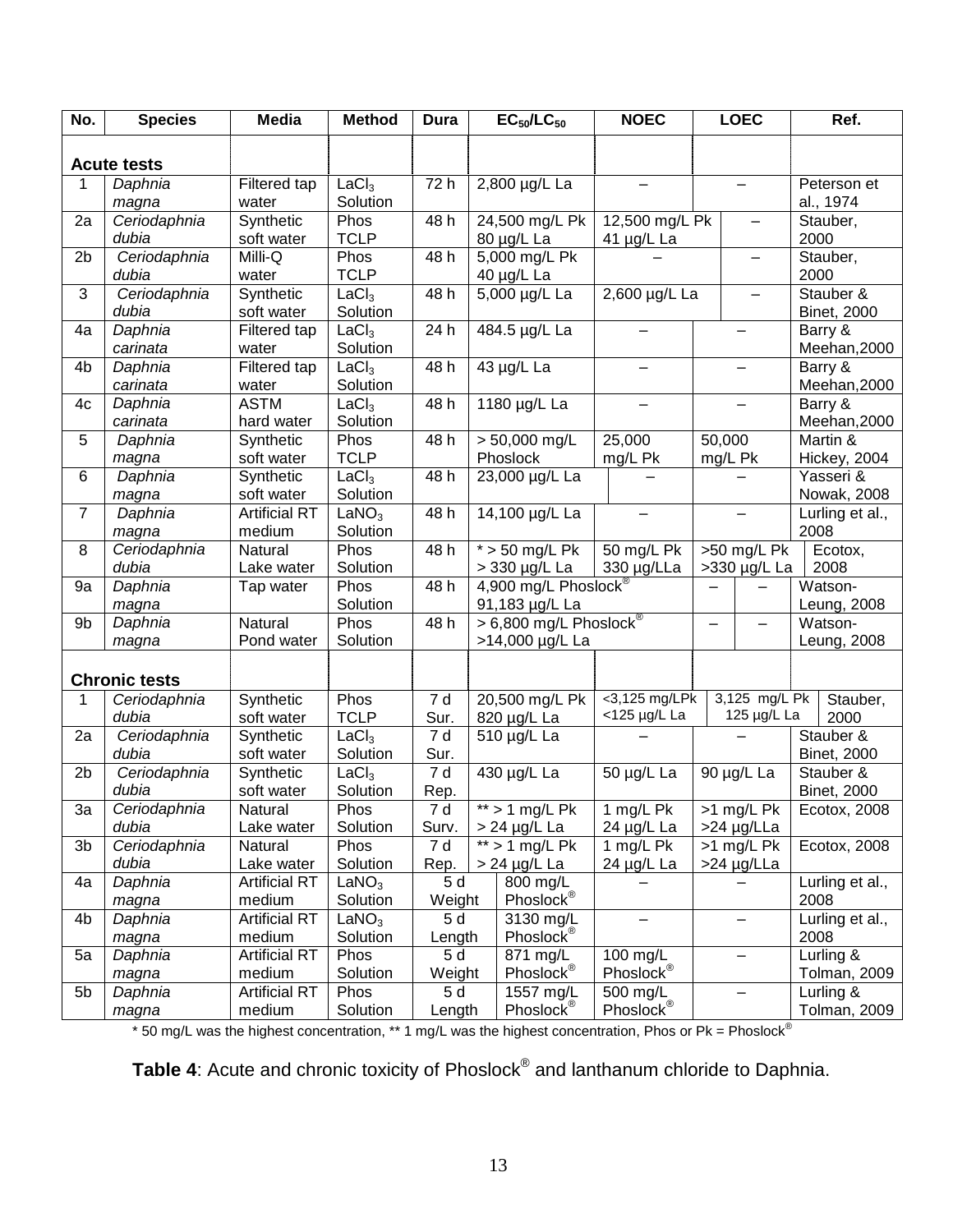| No. | Species | Media | Method | Dura | $EC_{50}/LC_{50}$ | NOEC | LOEC | Ref. |
|---|---|---|---|---|---|---|---|---|
| **Acute tests** | | | | | | | | |
| 1 | *Daphnia magna* | Filtered tap water | $LaCl_3$ Solution | 72 h | 2,800 µg/L La | – | – | Peterson et al., 1974 |
| 2a | *Ceriodaphnia dubia* | Synthetic soft water | Phos TCLP | 48 h | 24,500 mg/L Pk 80 µg/L La | 12,500 mg/L Pk 41 µg/L La | – | Stauber, 2000 |
| 2b | *Ceriodaphnia dubia* | Milli-Q water | Phos TCLP | 48 h | 5,000 mg/L Pk 40 µg/L La | – | – | Stauber, 2000 |
| 3 | *Ceriodaphnia dubia* | Synthetic soft water | $LaCl_3$ Solution | 48 h | 5,000 µg/L La | 2,600 µg/L La | – | Stauber & Binet, 2000 |
| 4a | *Daphnia carinata* | Filtered tap water | $LaCl_3$ Solution | 24 h | 484.5 µg/L La | – | – | Barry & Meehan,2000 |
| 4b | *Daphnia carinata* | Filtered tap water | $LaCl_3$ Solution | 48 h | 43 µg/L La | – | – | Barry & Meehan,2000 |
| 4c | *Daphnia carinata* | ASTM hard water | $LaCl_3$ Solution | 48 h | 1180 µg/L La | – | – | Barry & Meehan,2000 |
| 5 | *Daphnia magna* | Synthetic soft water | Phos TCLP | 48 h | > 50,000 mg/L Phoslock | 25,000 mg/L Pk | 50,000 mg/L Pk | Martin & Hickey, 2004 |
| 6 | *Daphnia magna* | Synthetic soft water | $LaCl_3$ Solution | 48 h | 23,000 µg/L La | – | – | Yasseri & Nowak, 2008 |
| 7 | *Daphnia magna* | Artificial RT medium | $LaNO_3$ Solution | 48 h | 14,100 µg/L La | – | – | Lurling et al., 2008 |
| 8 | *Ceriodaphnia dubia* | Natural Lake water | Phos Solution | 48 h | * > 50 mg/L Pk > 330 µg/L La | 50 mg/L Pk 330 µg/LLa | >50 mg/L Pk >330 µg/L La | Ecotox, 2008 |
| 9a | *Daphnia magna* | Tap water | Phos Solution | 48 h | 4,900 mg/L Phoslock® 91,183 µg/L La | | – | Watson-Leung, 2008 |
| 9b | *Daphnia magna* | Natural Pond water | Phos Solution | 48 h | > 6,800 mg/L Phoslock® >14,000 µg/L La | | – | Watson-Leung, 2008 |
| **Chronic tests** | | | | | | | | |
| 1 | *Ceriodaphnia dubia* | Synthetic soft water | Phos TCLP | 7 d Sur. | 20,500 mg/L Pk 820 µg/L La | <3,125 mg/LPk <125 µg/L La | 3,125 mg/L Pk 125 µg/L La | Stauber, 2000 |
| 2a | *Ceriodaphnia dubia* | Synthetic soft water | $LaCl_3$ Solution | 7 d Sur. | 510 µg/L La | – | – | Stauber & Binet, 2000 |
| 2b | *Ceriodaphnia dubia* | Synthetic soft water | $LaCl_3$ Solution | 7 d Rep. | 430 µg/L La | 50 µg/L La | 90 µg/L La | Stauber & Binet, 2000 |
| 3a | *Ceriodaphnia dubia* | Natural Lake water | Phos Solution | 7 d Surv. | ** > 1 mg/L Pk > 24 µg/L La | 1 mg/L Pk 24 µg/L La | >1 mg/L Pk >24 µg/LLa | Ecotox, 2008 |
| 3b | *Ceriodaphnia dubia* | Natural Lake water | Phos Solution | 7 d Rep. | ** > 1 mg/L Pk > 24 µg/L La | 1 mg/L Pk 24 µg/L La | >1 mg/L Pk >24 µg/LLa | Ecotox, 2008 |
| 4a | *Daphnia magna* | Artificial RT medium | $LaNO_3$ Solution | 5 d Weight | 800 mg/L Phoslock® | – | – | Lurling et al., 2008 |
| 4b | *Daphnia magna* | Artificial RT medium | $LaNO_3$ Solution | 5 d Length | 3130 mg/L Phoslock® | – | – | Lurling et al., 2008 |
| 5a | *Daphnia magna* | Artificial RT medium | Phos Solution | 5 d Weight | 871 mg/L Phoslock® | 100 mg/L Phoslock® | – | Lurling & Tolman, 2009 |
| 5b | *Daphnia magna* | Artificial RT medium | Phos Solution | 5 d Length | 1557 mg/L Phoslock® | 500 mg/L Phoslock® | – | Lurling & Tolman, 2009 |

\* 50 mg/L was the highest concentration, ** 1 mg/L was the highest concentration, Phos or Pk = Phoslock®

**Table 4**: Acute and chronic toxicity of Phoslock® and lanthanum chloride to Daphnia.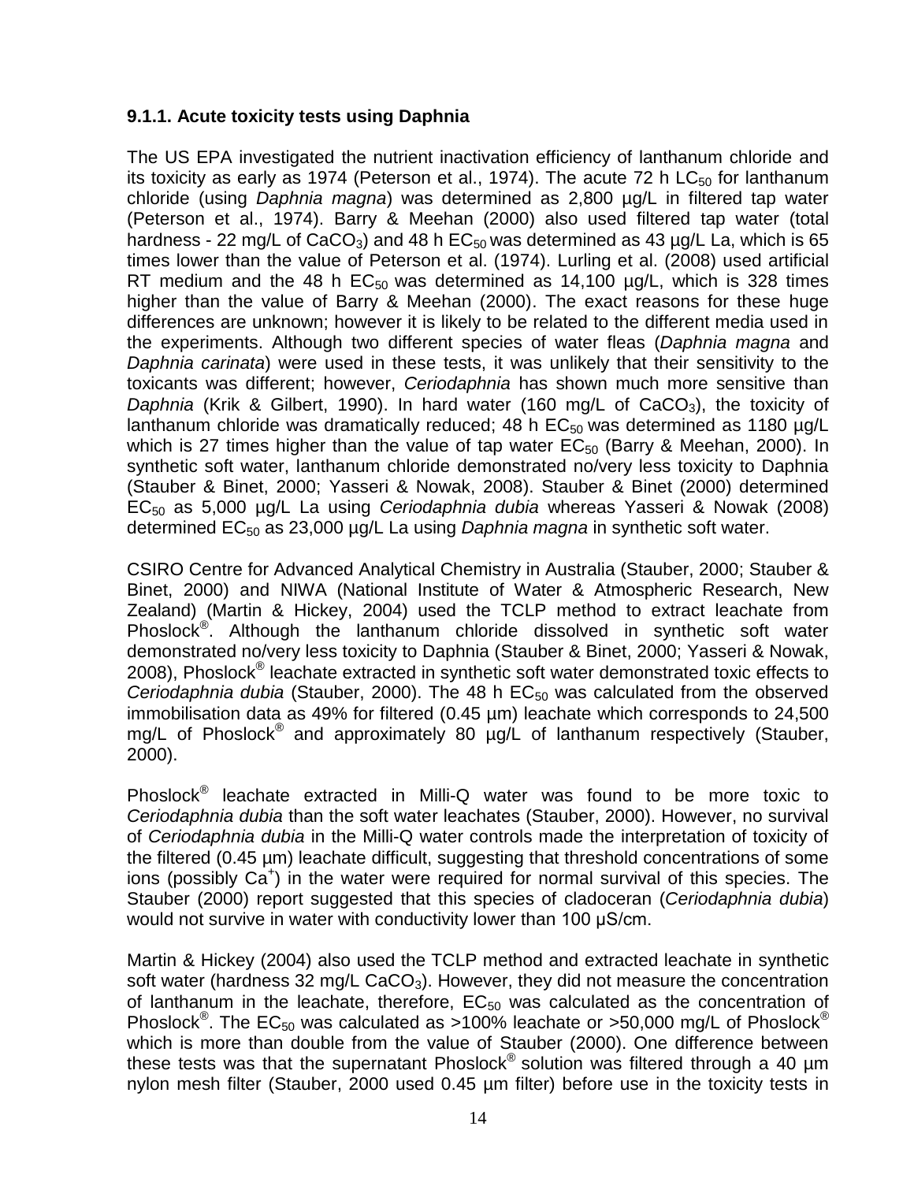### 9.1.1. Acute toxicity tests using Daphnia

The US EPA investigated the nutrient inactivation efficiency of lanthanum chloride and its toxicity as early as 1974 (Peterson et al., 1974). The acute 72 h $LC_{50}$ for lanthanum chloride (using *Daphnia magna*) was determined as 2,800 µg/L in filtered tap water (Peterson et al., 1974). Barry & Meehan (2000) also used filtered tap water (total hardness - 22 mg/L of $CaCO_3$) and 48 h $EC_{50}$ was determined as 43 µg/L La, which is 65 times lower than the value of Peterson et al. (1974). Lurling et al. (2008) used artificial RT medium and the 48 h $EC_{50}$ was determined as 14,100 µg/L, which is 328 times higher than the value of Barry & Meehan (2000). The exact reasons for these huge differences are unknown; however it is likely to be related to the different media used in the experiments. Although two different species of water fleas (*Daphnia magna* and *Daphnia carinata*) were used in these tests, it was unlikely that their sensitivity to the toxicants was different; however, *Ceriodaphnia* has shown much more sensitive than *Daphnia* (Krik & Gilbert, 1990). In hard water (160 mg/L of $CaCO_3$), the toxicity of lanthanum chloride was dramatically reduced; 48 h $EC_{50}$ was determined as 1180 µg/L which is 27 times higher than the value of tap water $EC_{50}$ (Barry & Meehan, 2000). In synthetic soft water, lanthanum chloride demonstrated no/very less toxicity to Daphnia (Stauber & Binet, 2000; Yasseri & Nowak, 2008). Stauber & Binet (2000) determined $EC_{50}$ as 5,000 µg/L La using *Ceriodaphnia dubia* whereas Yasseri & Nowak (2008) determined $EC_{50}$ as 23,000 µg/L La using *Daphnia magna* in synthetic soft water.

CSIRO Centre for Advanced Analytical Chemistry in Australia (Stauber, 2000; Stauber & Binet, 2000) and NIWA (National Institute of Water & Atmospheric Research, New Zealand) (Martin & Hickey, 2004) used the TCLP method to extract leachate from Phoslock®. Although the lanthanum chloride dissolved in synthetic soft water demonstrated no/very less toxicity to Daphnia (Stauber & Binet, 2000; Yasseri & Nowak, 2008), Phoslock® leachate extracted in synthetic soft water demonstrated toxic effects to *Ceriodaphnia dubia* (Stauber, 2000). The 48 h $EC_{50}$ was calculated from the observed immobilisation data as 49% for filtered (0.45 µm) leachate which corresponds to 24,500 mg/L of Phoslock® and approximately 80 µg/L of lanthanum respectively (Stauber, 2000).

Phoslock® leachate extracted in Milli-Q water was found to be more toxic to *Ceriodaphnia dubia* than the soft water leachates (Stauber, 2000). However, no survival of *Ceriodaphnia dubia* in the Milli-Q water controls made the interpretation of toxicity of the filtered (0.45 µm) leachate difficult, suggesting that threshold concentrations of some ions (possibly $Ca^{+}$) in the water were required for normal survival of this species. The Stauber (2000) report suggested that this species of cladoceran (*Ceriodaphnia dubia*) would not survive in water with conductivity lower than 100 µS/cm.

Martin & Hickey (2004) also used the TCLP method and extracted leachate in synthetic soft water (hardness 32 mg/L $CaCO_3$). However, they did not measure the concentration of lanthanum in the leachate, therefore, $EC_{50}$ was calculated as the concentration of Phoslock®. The $EC_{50}$ was calculated as >100% leachate or >50,000 mg/L of Phoslock® which is more than double from the value of Stauber (2000). One difference between these tests was that the supernatant Phoslock® solution was filtered through a 40 µm nylon mesh filter (Stauber, 2000 used 0.45 µm filter) before use in the toxicity tests in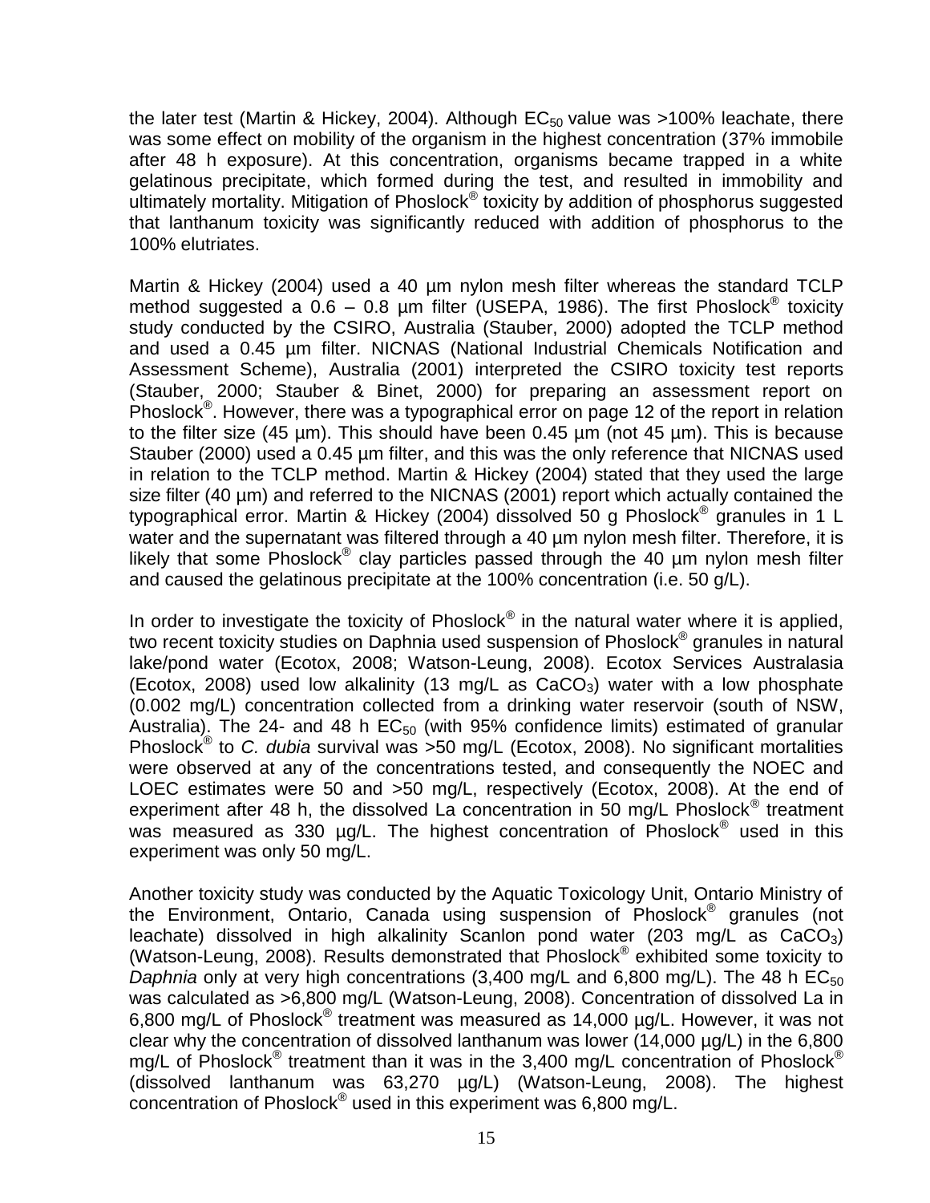the later test (Martin & Hickey, 2004). Although $EC_{50}$ value was >100% leachate, there was some effect on mobility of the organism in the highest concentration (37% immobile after 48 h exposure). At this concentration, organisms became trapped in a white gelatinous precipitate, which formed during the test, and resulted in immobility and ultimately mortality. Mitigation of Phoslock® toxicity by addition of phosphorus suggested that lanthanum toxicity was significantly reduced with addition of phosphorus to the 100% elutriates.

Martin & Hickey (2004) used a 40 µm nylon mesh filter whereas the standard TCLP method suggested a 0.6 – 0.8 µm filter (USEPA, 1986). The first Phoslock® toxicity study conducted by the CSIRO, Australia (Stauber, 2000) adopted the TCLP method and used a 0.45 µm filter. NICNAS (National Industrial Chemicals Notification and Assessment Scheme), Australia (2001) interpreted the CSIRO toxicity test reports (Stauber, 2000; Stauber & Binet, 2000) for preparing an assessment report on Phoslock®. However, there was a typographical error on page 12 of the report in relation to the filter size (45 µm). This should have been 0.45 µm (not 45 µm). This is because Stauber (2000) used a 0.45 µm filter, and this was the only reference that NICNAS used in relation to the TCLP method. Martin & Hickey (2004) stated that they used the large size filter (40 µm) and referred to the NICNAS (2001) report which actually contained the typographical error. Martin & Hickey (2004) dissolved 50 g Phoslock® granules in 1 L water and the supernatant was filtered through a 40 µm nylon mesh filter. Therefore, it is likely that some Phoslock® clay particles passed through the 40 µm nylon mesh filter and caused the gelatinous precipitate at the 100% concentration (i.e. 50 g/L).

In order to investigate the toxicity of Phoslock® in the natural water where it is applied, two recent toxicity studies on Daphnia used suspension of Phoslock® granules in natural lake/pond water (Ecotox, 2008; Watson-Leung, 2008). Ecotox Services Australasia (Ecotox, 2008) used low alkalinity (13 mg/L as $CaCO_3$) water with a low phosphate (0.002 mg/L) concentration collected from a drinking water reservoir (south of NSW, Australia). The 24- and 48 h $EC_{50}$ (with 95% confidence limits) estimated of granular Phoslock® to *C. dubia* survival was >50 mg/L (Ecotox, 2008). No significant mortalities were observed at any of the concentrations tested, and consequently the NOEC and LOEC estimates were 50 and >50 mg/L, respectively (Ecotox, 2008). At the end of experiment after 48 h, the dissolved La concentration in 50 mg/L Phoslock® treatment was measured as 330 µg/L. The highest concentration of Phoslock® used in this experiment was only 50 mg/L.

Another toxicity study was conducted by the Aquatic Toxicology Unit, Ontario Ministry of the Environment, Ontario, Canada using suspension of Phoslock® granules (not leachate) dissolved in high alkalinity Scanlon pond water (203 mg/L as $CaCO_3$) (Watson-Leung, 2008). Results demonstrated that Phoslock® exhibited some toxicity to *Daphnia* only at very high concentrations (3,400 mg/L and 6,800 mg/L). The 48 h $EC_{50}$ was calculated as >6,800 mg/L (Watson-Leung, 2008). Concentration of dissolved La in 6,800 mg/L of Phoslock® treatment was measured as 14,000 µg/L. However, it was not clear why the concentration of dissolved lanthanum was lower (14,000 µg/L) in the 6,800 mg/L of Phoslock® treatment than it was in the 3,400 mg/L concentration of Phoslock® (dissolved lanthanum was 63,270 µg/L) (Watson-Leung, 2008). The highest concentration of Phoslock® used in this experiment was 6,800 mg/L.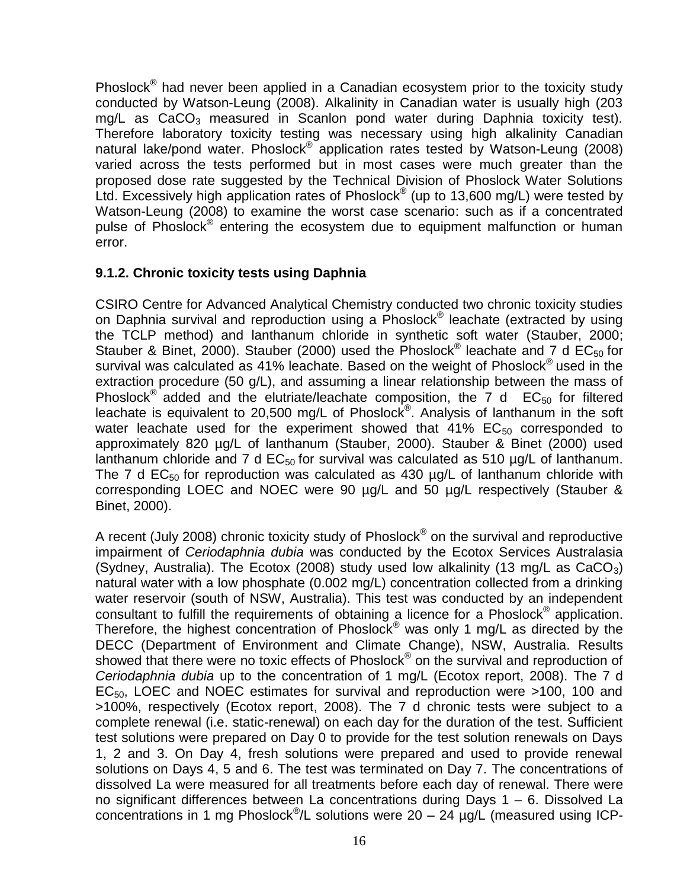Phoslock® had never been applied in a Canadian ecosystem prior to the toxicity study conducted by Watson-Leung (2008). Alkalinity in Canadian water is usually high (203 mg/L as $CaCO_3$ measured in Scanlon pond water during Daphnia toxicity test). Therefore laboratory toxicity testing was necessary using high alkalinity Canadian natural lake/pond water. Phoslock® application rates tested by Watson-Leung (2008) varied across the tests performed but in most cases were much greater than the proposed dose rate suggested by the Technical Division of Phoslock Water Solutions Ltd. Excessively high application rates of Phoslock® (up to 13,600 mg/L) were tested by Watson-Leung (2008) to examine the worst case scenario: such as if a concentrated pulse of Phoslock® entering the ecosystem due to equipment malfunction or human error.

### 9.1.2. Chronic toxicity tests using Daphnia

CSIRO Centre for Advanced Analytical Chemistry conducted two chronic toxicity studies on Daphnia survival and reproduction using a Phoslock® leachate (extracted by using the TCLP method) and lanthanum chloride in synthetic soft water (Stauber, 2000; Stauber & Binet, 2000). Stauber (2000) used the Phoslock® leachate and 7 d $EC_{50}$ for survival was calculated as 41% leachate. Based on the weight of Phoslock® used in the extraction procedure (50 g/L), and assuming a linear relationship between the mass of Phoslock® added and the elutriate/leachate composition, the 7 d $EC_{50}$ for filtered leachate is equivalent to 20,500 mg/L of Phoslock®. Analysis of lanthanum in the soft water leachate used for the experiment showed that 41% $EC_{50}$ corresponded to approximately 820 µg/L of lanthanum (Stauber, 2000). Stauber & Binet (2000) used lanthanum chloride and 7 d $EC_{50}$ for survival was calculated as 510 µg/L of lanthanum. The 7 d $EC_{50}$ for reproduction was calculated as 430 µg/L of lanthanum chloride with corresponding LOEC and NOEC were 90 µg/L and 50 µg/L respectively (Stauber & Binet, 2000).

A recent (July 2008) chronic toxicity study of Phoslock® on the survival and reproductive impairment of *Ceriodaphnia dubia* was conducted by the Ecotox Services Australasia (Sydney, Australia). The Ecotox (2008) study used low alkalinity (13 mg/L as $CaCO_3$) natural water with a low phosphate (0.002 mg/L) concentration collected from a drinking water reservoir (south of NSW, Australia). This test was conducted by an independent consultant to fulfill the requirements of obtaining a licence for a Phoslock® application. Therefore, the highest concentration of Phoslock® was only 1 mg/L as directed by the DECC (Department of Environment and Climate Change), NSW, Australia. Results showed that there were no toxic effects of Phoslock® on the survival and reproduction of *Ceriodaphnia dubia* up to the concentration of 1 mg/L (Ecotox report, 2008). The 7 d $EC_{50}$, LOEC and NOEC estimates for survival and reproduction were >100, 100 and >100%, respectively (Ecotox report, 2008). The 7 d chronic tests were subject to a complete renewal (i.e. static-renewal) on each day for the duration of the test. Sufficient test solutions were prepared on Day 0 to provide for the test solution renewals on Days 1, 2 and 3. On Day 4, fresh solutions were prepared and used to provide renewal solutions on Days 4, 5 and 6. The test was terminated on Day 7. The concentrations of dissolved La were measured for all treatments before each day of renewal. There were no significant differences between La concentrations during Days 1 – 6. Dissolved La concentrations in 1 mg Phoslock®/L solutions were 20 – 24 µg/L (measured using ICP-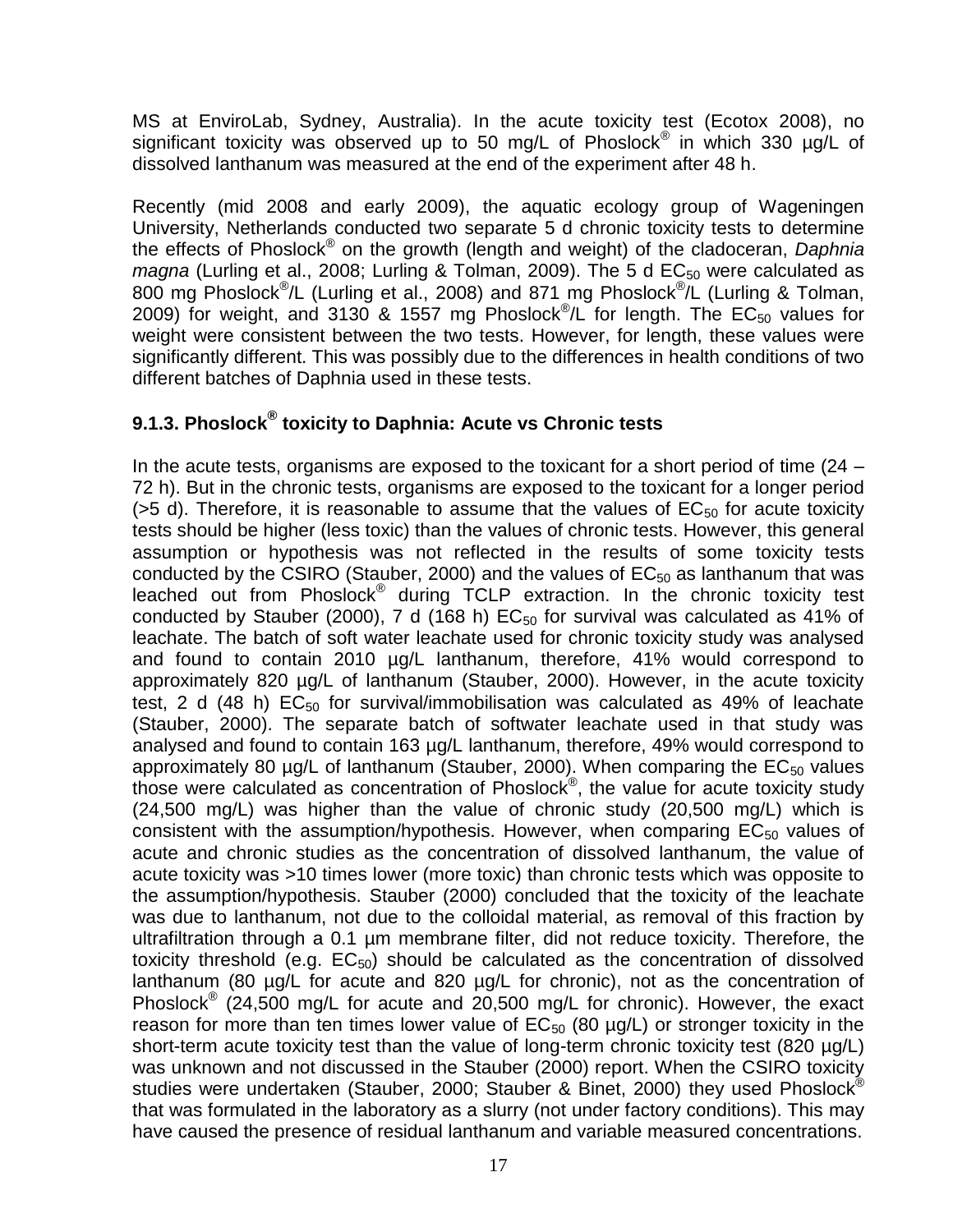MS at EnviroLab, Sydney, Australia). In the acute toxicity test (Ecotox 2008), no significant toxicity was observed up to 50 mg/L of Phoslock® in which 330 µg/L of dissolved lanthanum was measured at the end of the experiment after 48 h.

Recently (mid 2008 and early 2009), the aquatic ecology group of Wageningen University, Netherlands conducted two separate 5 d chronic toxicity tests to determine the effects of Phoslock® on the growth (length and weight) of the cladoceran, *Daphnia magna* (Lurling et al., 2008; Lurling & Tolman, 2009). The 5 d $EC_{50}$ were calculated as 800 mg Phoslock®/L (Lurling et al., 2008) and 871 mg Phoslock®/L (Lurling & Tolman, 2009) for weight, and 3130 & 1557 mg Phoslock®/L for length. The $EC_{50}$ values for weight were consistent between the two tests. However, for length, these values were significantly different. This was possibly due to the differences in health conditions of two different batches of Daphnia used in these tests.

### 9.1.3. Phoslock® toxicity to Daphnia: Acute vs Chronic tests

In the acute tests, organisms are exposed to the toxicant for a short period of time (24 – 72 h). But in the chronic tests, organisms are exposed to the toxicant for a longer period (>5 d). Therefore, it is reasonable to assume that the values of $EC_{50}$ for acute toxicity tests should be higher (less toxic) than the values of chronic tests. However, this general assumption or hypothesis was not reflected in the results of some toxicity tests conducted by the CSIRO (Stauber, 2000) and the values of $EC_{50}$ as lanthanum that was leached out from Phoslock® during TCLP extraction. In the chronic toxicity test conducted by Stauber (2000), 7 d (168 h) $EC_{50}$ for survival was calculated as 41% of leachate. The batch of soft water leachate used for chronic toxicity study was analysed and found to contain 2010 µg/L lanthanum, therefore, 41% would correspond to approximately 820 µg/L of lanthanum (Stauber, 2000). However, in the acute toxicity test, 2 d (48 h) $EC_{50}$ for survival/immobilisation was calculated as 49% of leachate (Stauber, 2000). The separate batch of softwater leachate used in that study was analysed and found to contain 163 µg/L lanthanum, therefore, 49% would correspond to approximately 80 µg/L of lanthanum (Stauber, 2000). When comparing the $EC_{50}$ values those were calculated as concentration of Phoslock®, the value for acute toxicity study (24,500 mg/L) was higher than the value of chronic study (20,500 mg/L) which is consistent with the assumption/hypothesis. However, when comparing $EC_{50}$ values of acute and chronic studies as the concentration of dissolved lanthanum, the value of acute toxicity was >10 times lower (more toxic) than chronic tests which was opposite to the assumption/hypothesis. Stauber (2000) concluded that the toxicity of the leachate was due to lanthanum, not due to the colloidal material, as removal of this fraction by ultrafiltration through a 0.1 µm membrane filter, did not reduce toxicity. Therefore, the toxicity threshold (e.g. $EC_{50}$) should be calculated as the concentration of dissolved lanthanum (80 µg/L for acute and 820 µg/L for chronic), not as the concentration of Phoslock® (24,500 mg/L for acute and 20,500 mg/L for chronic). However, the exact reason for more than ten times lower value of $EC_{50}$ (80 µg/L) or stronger toxicity in the short-term acute toxicity test than the value of long-term chronic toxicity test (820 µg/L) was unknown and not discussed in the Stauber (2000) report. When the CSIRO toxicity studies were undertaken (Stauber, 2000; Stauber & Binet, 2000) they used Phoslock® that was formulated in the laboratory as a slurry (not under factory conditions). This may have caused the presence of residual lanthanum and variable measured concentrations.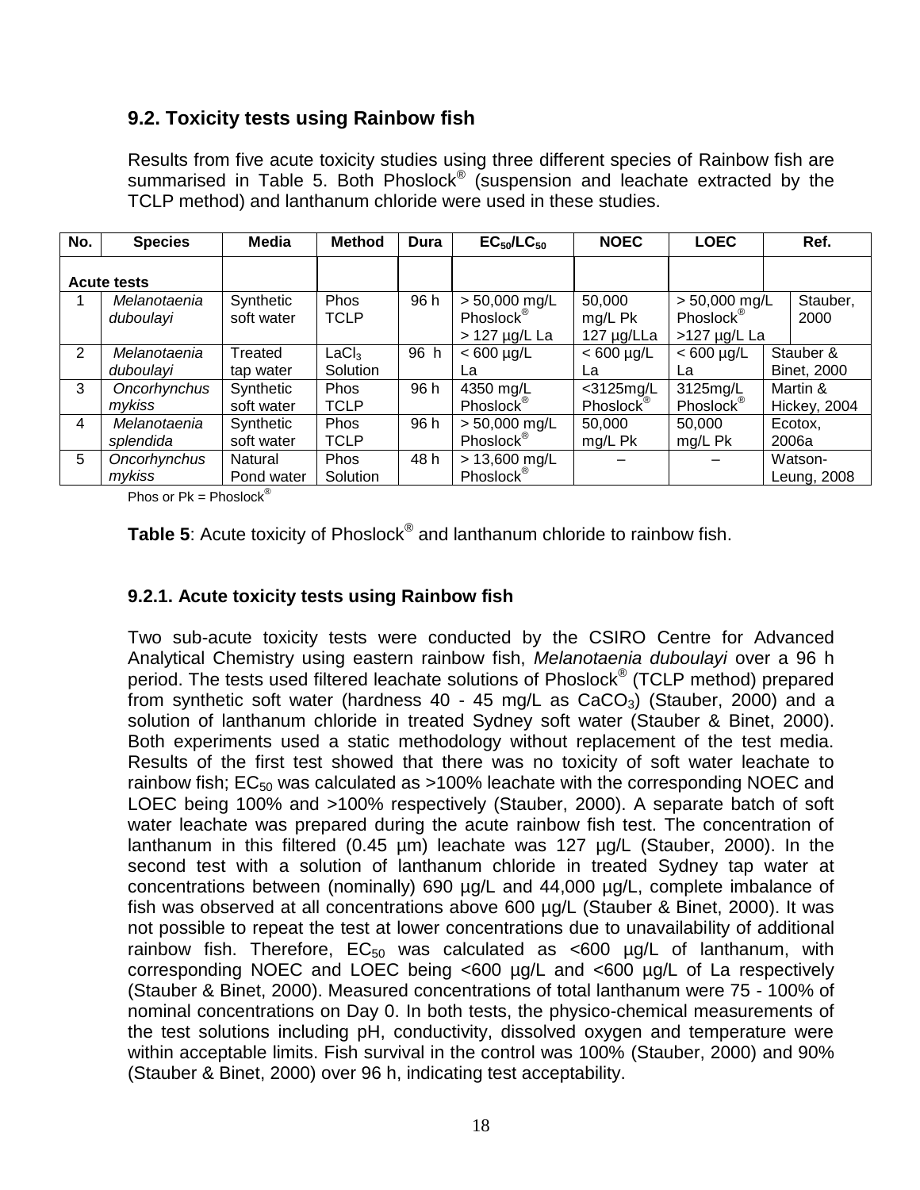## 9.2. Toxicity tests using Rainbow fish

Results from five acute toxicity studies using three different species of Rainbow fish are summarised in Table 5. Both Phoslock® (suspension and leachate extracted by the TCLP method) and lanthanum chloride were used in these studies.

| No. | Species | Media | Method | Dura | $EC_{50}/LC_{50}$ | NOEC | LOEC | Ref. |
|---|---|---|---|---|---|---|---|---|
| **Acute tests** | | | | | | | | |
| 1 | *Melanotaenia duboulayi* | Synthetic soft water | Phos TCLP | 96 h | > 50,000 mg/L Phoslock® > 127 µg/L La | 50,000 mg/L Pk 127 µg/LLa | > 50,000 mg/L Phoslock® >127 µg/L La | Stauber, 2000 |
| 2 | *Melanotaenia duboulayi* | Treated tap water | $LaCl_3$ Solution | 96 h | < 600 µg/L La | < 600 µg/L La | < 600 µg/L La | Stauber & Binet, 2000 |
| 3 | *Oncorhynchus mykiss* | Synthetic soft water | Phos TCLP | 96 h | 4350 mg/L Phoslock® | <3125mg/L Phoslock® | 3125mg/L Phoslock® | Martin & Hickey, 2004 |
| 4 | *Melanotaenia splendida* | Synthetic soft water | Phos TCLP | 96 h | > 50,000 mg/L Phoslock® | 50,000 mg/L Pk | 50,000 mg/L Pk | Ecotox, 2006a |
| 5 | *Oncorhynchus mykiss* | Natural Pond water | Phos Solution | 48 h | > 13,600 mg/L Phoslock® | – | – | Watson-Leung, 2008 |

Phos or Pk = Phoslock®

**Table 5**: Acute toxicity of Phoslock® and lanthanum chloride to rainbow fish.

### 9.2.1. Acute toxicity tests using Rainbow fish

Two sub-acute toxicity tests were conducted by the CSIRO Centre for Advanced Analytical Chemistry using eastern rainbow fish, *Melanotaenia duboulayi* over a 96 h period. The tests used filtered leachate solutions of Phoslock® (TCLP method) prepared from synthetic soft water (hardness 40 - 45 mg/L as $CaCO_3$) (Stauber, 2000) and a solution of lanthanum chloride in treated Sydney soft water (Stauber & Binet, 2000). Both experiments used a static methodology without replacement of the test media. Results of the first test showed that there was no toxicity of soft water leachate to rainbow fish; $EC_{50}$ was calculated as >100% leachate with the corresponding NOEC and LOEC being 100% and >100% respectively (Stauber, 2000). A separate batch of soft water leachate was prepared during the acute rainbow fish test. The concentration of lanthanum in this filtered (0.45 µm) leachate was 127 µg/L (Stauber, 2000). In the second test with a solution of lanthanum chloride in treated Sydney tap water at concentrations between (nominally) 690 µg/L and 44,000 µg/L, complete imbalance of fish was observed at all concentrations above 600 µg/L (Stauber & Binet, 2000). It was not possible to repeat the test at lower concentrations due to unavailability of additional rainbow fish. Therefore, $EC_{50}$ was calculated as <600 µg/L of lanthanum, with corresponding NOEC and LOEC being <600 µg/L and <600 µg/L of La respectively (Stauber & Binet, 2000). Measured concentrations of total lanthanum were 75 - 100% of nominal concentrations on Day 0. In both tests, the physico-chemical measurements of the test solutions including pH, conductivity, dissolved oxygen and temperature were within acceptable limits. Fish survival in the control was 100% (Stauber, 2000) and 90% (Stauber & Binet, 2000) over 96 h, indicating test acceptability.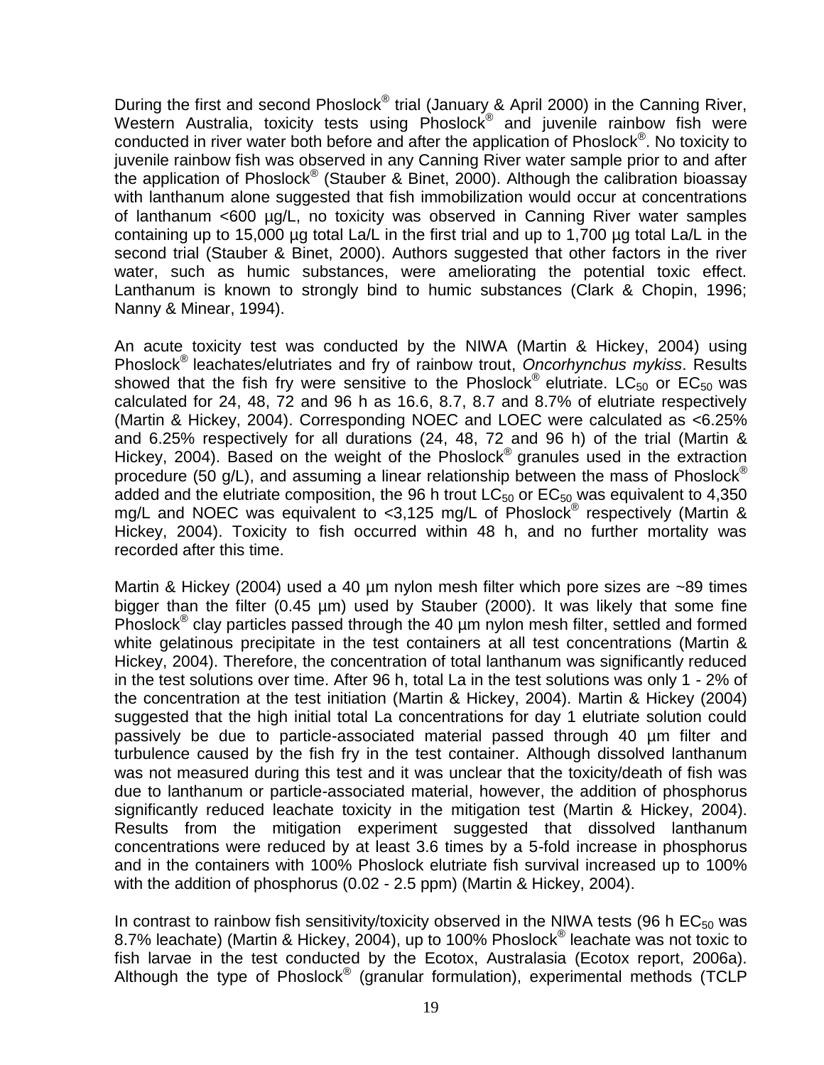During the first and second Phoslock® trial (January & April 2000) in the Canning River, Western Australia, toxicity tests using Phoslock® and juvenile rainbow fish were conducted in river water both before and after the application of Phoslock®. No toxicity to juvenile rainbow fish was observed in any Canning River water sample prior to and after the application of Phoslock® (Stauber & Binet, 2000). Although the calibration bioassay with lanthanum alone suggested that fish immobilization would occur at concentrations of lanthanum <600 µg/L, no toxicity was observed in Canning River water samples containing up to 15,000 µg total La/L in the first trial and up to 1,700 µg total La/L in the second trial (Stauber & Binet, 2000). Authors suggested that other factors in the river water, such as humic substances, were ameliorating the potential toxic effect. Lanthanum is known to strongly bind to humic substances (Clark & Chopin, 1996; Nanny & Minear, 1994).

An acute toxicity test was conducted by the NIWA (Martin & Hickey, 2004) using Phoslock® leachates/elutriates and fry of rainbow trout, *Oncorhynchus mykiss*. Results showed that the fish fry were sensitive to the Phoslock® elutriate. $LC_{50}$ or $EC_{50}$ was calculated for 24, 48, 72 and 96 h as 16.6, 8.7, 8.7 and 8.7% of elutriate respectively (Martin & Hickey, 2004). Corresponding NOEC and LOEC were calculated as <6.25% and 6.25% respectively for all durations (24, 48, 72 and 96 h) of the trial (Martin & Hickey, 2004). Based on the weight of the Phoslock® granules used in the extraction procedure (50 g/L), and assuming a linear relationship between the mass of Phoslock® added and the elutriate composition, the 96 h trout $LC_{50}$ or $EC_{50}$ was equivalent to 4,350 mg/L and NOEC was equivalent to <3,125 mg/L of Phoslock® respectively (Martin & Hickey, 2004). Toxicity to fish occurred within 48 h, and no further mortality was recorded after this time.

Martin & Hickey (2004) used a 40 µm nylon mesh filter which pore sizes are ~89 times bigger than the filter (0.45 µm) used by Stauber (2000). It was likely that some fine Phoslock® clay particles passed through the 40 µm nylon mesh filter, settled and formed white gelatinous precipitate in the test containers at all test concentrations (Martin & Hickey, 2004). Therefore, the concentration of total lanthanum was significantly reduced in the test solutions over time. After 96 h, total La in the test solutions was only 1 - 2% of the concentration at the test initiation (Martin & Hickey, 2004). Martin & Hickey (2004) suggested that the high initial total La concentrations for day 1 elutriate solution could passively be due to particle-associated material passed through 40 µm filter and turbulence caused by the fish fry in the test container. Although dissolved lanthanum was not measured during this test and it was unclear that the toxicity/death of fish was due to lanthanum or particle-associated material, however, the addition of phosphorus significantly reduced leachate toxicity in the mitigation test (Martin & Hickey, 2004). Results from the mitigation experiment suggested that dissolved lanthanum concentrations were reduced by at least 3.6 times by a 5-fold increase in phosphorus and in the containers with 100% Phoslock elutriate fish survival increased up to 100% with the addition of phosphorus (0.02 - 2.5 ppm) (Martin & Hickey, 2004).

In contrast to rainbow fish sensitivity/toxicity observed in the NIWA tests (96 h $EC_{50}$ was 8.7% leachate) (Martin & Hickey, 2004), up to 100% Phoslock® leachate was not toxic to fish larvae in the test conducted by the Ecotox, Australasia (Ecotox report, 2006a). Although the type of Phoslock® (granular formulation), experimental methods (TCLP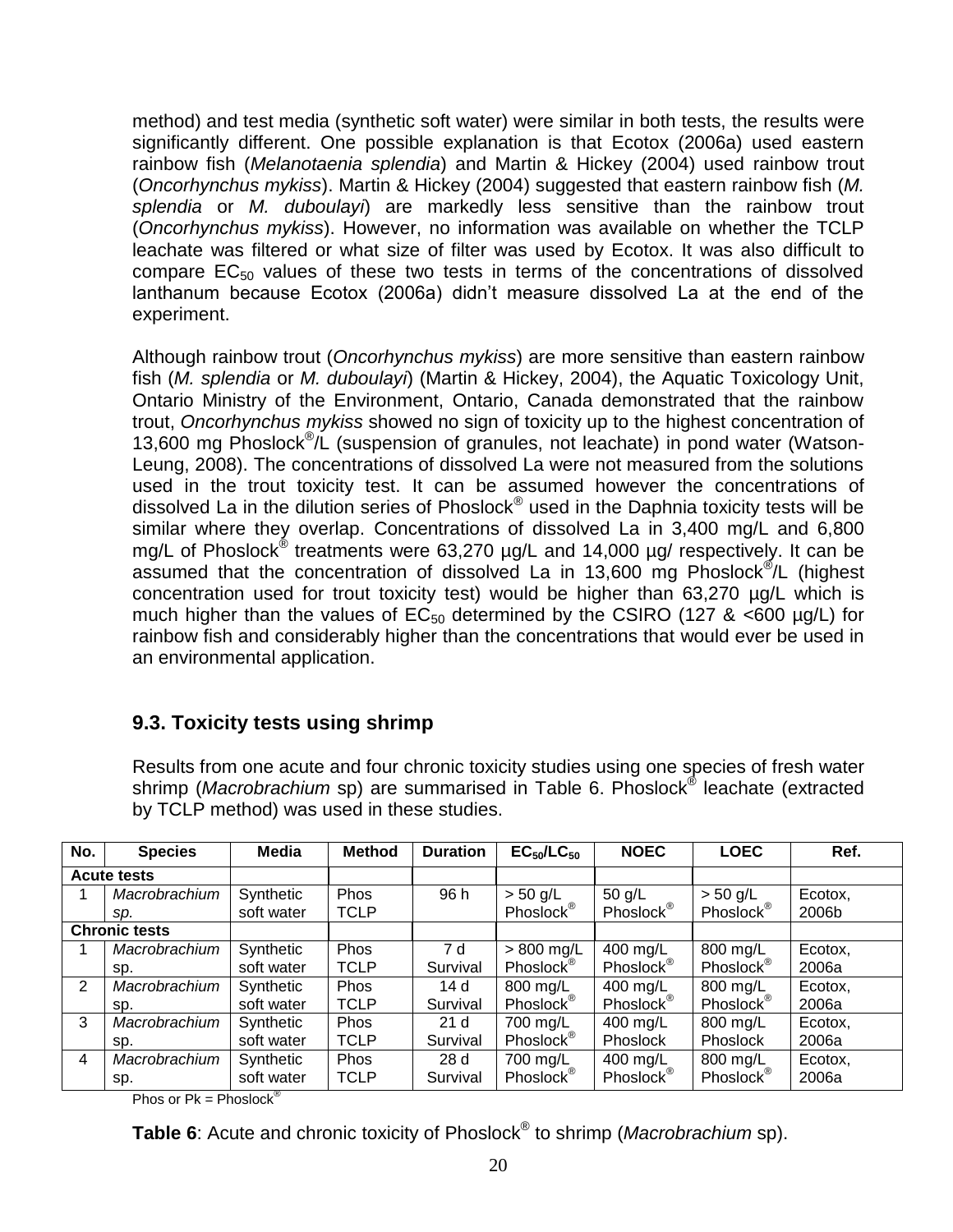method) and test media (synthetic soft water) were similar in both tests, the results were significantly different. One possible explanation is that Ecotox (2006a) used eastern rainbow fish (*Melanotaenia splendia*) and Martin & Hickey (2004) used rainbow trout (*Oncorhynchus mykiss*). Martin & Hickey (2004) suggested that eastern rainbow fish (*M. splendia* or *M. duboulayi*) are markedly less sensitive than the rainbow trout (*Oncorhynchus mykiss*). However, no information was available on whether the TCLP leachate was filtered or what size of filter was used by Ecotox. It was also difficult to compare $EC_{50}$ values of these two tests in terms of the concentrations of dissolved lanthanum because Ecotox (2006a) didn't measure dissolved La at the end of the experiment.

Although rainbow trout (*Oncorhynchus mykiss*) are more sensitive than eastern rainbow fish (*M. splendia* or *M. duboulayi*) (Martin & Hickey, 2004), the Aquatic Toxicology Unit, Ontario Ministry of the Environment, Ontario, Canada demonstrated that the rainbow trout, *Oncorhynchus mykiss* showed no sign of toxicity up to the highest concentration of 13,600 mg Phoslock®/L (suspension of granules, not leachate) in pond water (Watson-Leung, 2008). The concentrations of dissolved La were not measured from the solutions used in the trout toxicity test. It can be assumed however the concentrations of dissolved La in the dilution series of Phoslock® used in the Daphnia toxicity tests will be similar where they overlap. Concentrations of dissolved La in 3,400 mg/L and 6,800 mg/L of Phoslock® treatments were 63,270 µg/L and 14,000 µg/ respectively. It can be assumed that the concentration of dissolved La in 13,600 mg Phoslock®/L (highest concentration used for trout toxicity test) would be higher than 63,270 µg/L which is much higher than the values of $EC_{50}$ determined by the CSIRO (127 & <600 µg/L) for rainbow fish and considerably higher than the concentrations that would ever be used in an environmental application.

## 9.3. Toxicity tests using shrimp

Results from one acute and four chronic toxicity studies using one species of fresh water shrimp (*Macrobrachium* sp) are summarised in Table 6. Phoslock® leachate (extracted by TCLP method) was used in these studies.

| No. | Species | Media | Method | Duration | $EC_{50}/LC_{50}$ | NOEC | LOEC | Ref. |
|---|---|---|---|---|---|---|---|---|
| **Acute tests** | | | | | | | | |
| 1 | *Macrobrachium sp.* | Synthetic soft water | Phos TCLP | 96 h | > 50 g/L Phoslock® | 50 g/L Phoslock® | > 50 g/L Phoslock® | Ecotox, 2006b |
| **Chronic tests** | | | | | | | | |
| 1 | *Macrobrachium* sp. | Synthetic soft water | Phos TCLP | 7 d Survival | > 800 mg/L Phoslock® | 400 mg/L Phoslock® | 800 mg/L Phoslock® | Ecotox, 2006a |
| 2 | *Macrobrachium* sp. | Synthetic soft water | Phos TCLP | 14 d Survival | 800 mg/L Phoslock® | 400 mg/L Phoslock® | 800 mg/L Phoslock® | Ecotox, 2006a |
| 3 | *Macrobrachium* sp. | Synthetic soft water | Phos TCLP | 21 d Survival | 700 mg/L Phoslock® | 400 mg/L Phoslock | 800 mg/L Phoslock | Ecotox, 2006a |
| 4 | *Macrobrachium* sp. | Synthetic soft water | Phos TCLP | 28 d Survival | 700 mg/L Phoslock® | 400 mg/L Phoslock® | 800 mg/L Phoslock® | Ecotox, 2006a |

Phos or Pk = Phoslock®

**Table 6**: Acute and chronic toxicity of Phoslock® to shrimp (*Macrobrachium* sp).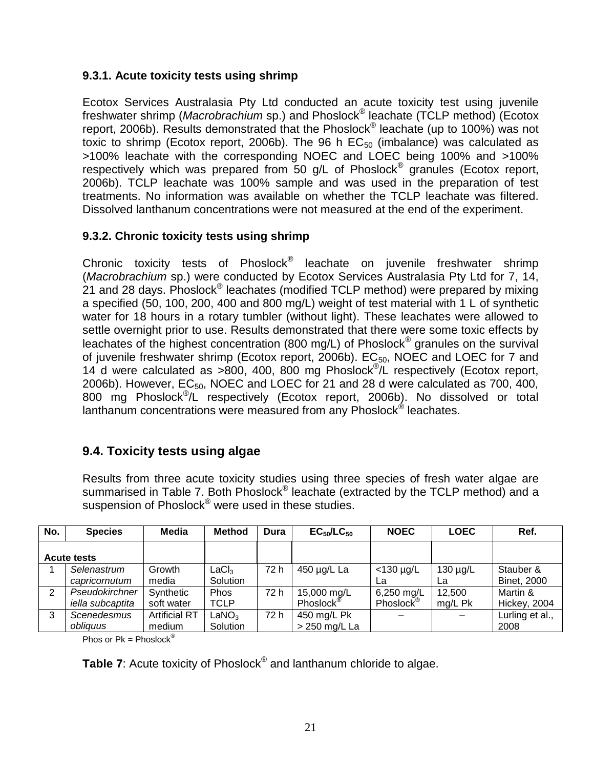### 9.3.1. Acute toxicity tests using shrimp

Ecotox Services Australasia Pty Ltd conducted an acute toxicity test using juvenile freshwater shrimp (*Macrobrachium* sp.) and Phoslock® leachate (TCLP method) (Ecotox report, 2006b). Results demonstrated that the Phoslock® leachate (up to 100%) was not toxic to shrimp (Ecotox report, 2006b). The 96 h $EC_{50}$ (imbalance) was calculated as >100% leachate with the corresponding NOEC and LOEC being 100% and >100% respectively which was prepared from 50 g/L of Phoslock® granules (Ecotox report, 2006b). TCLP leachate was 100% sample and was used in the preparation of test treatments. No information was available on whether the TCLP leachate was filtered. Dissolved lanthanum concentrations were not measured at the end of the experiment.

### 9.3.2. Chronic toxicity tests using shrimp

Chronic toxicity tests of Phoslock® leachate on juvenile freshwater shrimp (*Macrobrachium* sp.) were conducted by Ecotox Services Australasia Pty Ltd for 7, 14, 21 and 28 days. Phoslock® leachates (modified TCLP method) were prepared by mixing a specified (50, 100, 200, 400 and 800 mg/L) weight of test material with 1 L of synthetic water for 18 hours in a rotary tumbler (without light). These leachates were allowed to settle overnight prior to use. Results demonstrated that there were some toxic effects by leachates of the highest concentration (800 mg/L) of Phoslock® granules on the survival of juvenile freshwater shrimp (Ecotox report, 2006b). $EC_{50}$, NOEC and LOEC for 7 and 14 d were calculated as >800, 400, 800 mg Phoslock®/L respectively (Ecotox report, 2006b). However, $EC_{50}$, NOEC and LOEC for 21 and 28 d were calculated as 700, 400, 800 mg Phoslock®/L respectively (Ecotox report, 2006b). No dissolved or total lanthanum concentrations were measured from any Phoslock® leachates.

## 9.4. Toxicity tests using algae

Results from three acute toxicity studies using three species of fresh water algae are summarised in Table 7. Both Phoslock® leachate (extracted by the TCLP method) and a suspension of Phoslock® were used in these studies.

| No. | Species | Media | Method | Dura | $EC_{50}$/$LC_{50}$ | NOEC | LOEC | Ref. |
|---|---|---|---|---|---|---|---|---|
| **Acute tests** | | | | | | | | |
| 1 | *Selenastrum capricornutum* | Growth media | $LaCl_3$ Solution | 72 h | 450 µg/L La | <130 µg/L La | 130 µg/L La | Stauber & Binet, 2000 |
| 2 | *Pseudokirchneriella subcaptita* | Synthetic soft water | Phos TCLP | 72 h | 15,000 mg/L Phoslock® | 6,250 mg/L Phoslock® | 12,500 mg/L Pk | Martin & Hickey, 2004 |
| 3 | *Scenedesmus obliquus* | Artificial RT medium | $LaNO_3$ Solution | 72 h | 450 mg/L Pk > 250 mg/L La | – | – | Lurling et al., 2008 |

Phos or Pk = Phoslock®

**Table 7**: Acute toxicity of Phoslock® and lanthanum chloride to algae.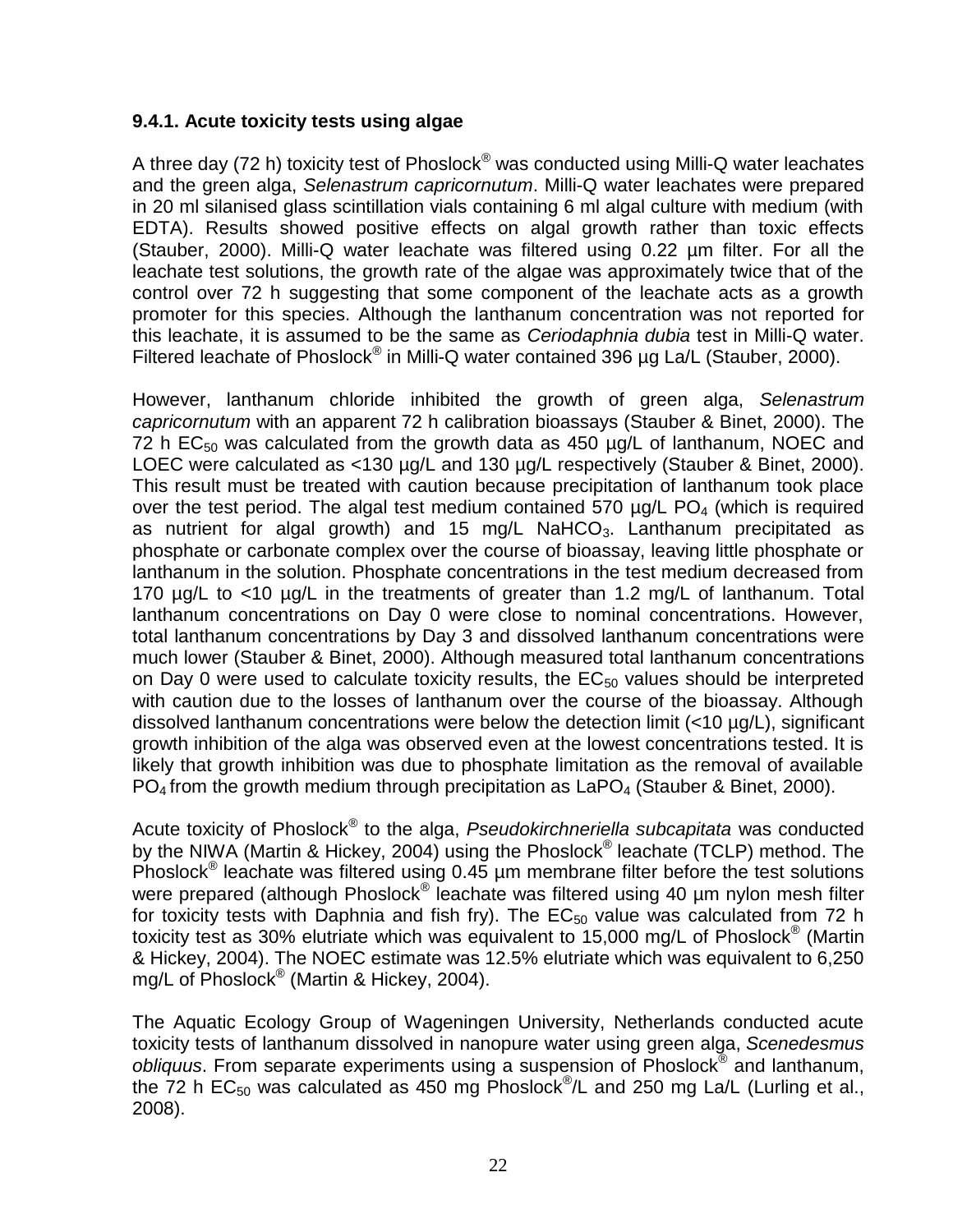### 9.4.1. Acute toxicity tests using algae

A three day (72 h) toxicity test of Phoslock® was conducted using Milli-Q water leachates and the green alga, *Selenastrum capricornutum*. Milli-Q water leachates were prepared in 20 ml silanised glass scintillation vials containing 6 ml algal culture with medium (with EDTA). Results showed positive effects on algal growth rather than toxic effects (Stauber, 2000). Milli-Q water leachate was filtered using 0.22 µm filter. For all the leachate test solutions, the growth rate of the algae was approximately twice that of the control over 72 h suggesting that some component of the leachate acts as a growth promoter for this species. Although the lanthanum concentration was not reported for this leachate, it is assumed to be the same as *Ceriodaphnia dubia* test in Milli-Q water. Filtered leachate of Phoslock® in Milli-Q water contained 396 µg La/L (Stauber, 2000).

However, lanthanum chloride inhibited the growth of green alga, *Selenastrum capricornutum* with an apparent 72 h calibration bioassays (Stauber & Binet, 2000). The 72 h $EC_{50}$ was calculated from the growth data as 450 µg/L of lanthanum, NOEC and LOEC were calculated as <130 µg/L and 130 µg/L respectively (Stauber & Binet, 2000). This result must be treated with caution because precipitation of lanthanum took place over the test period. The algal test medium contained 570 µg/L $PO_4$ (which is required as nutrient for algal growth) and 15 mg/L $NaHCO_3$. Lanthanum precipitated as phosphate or carbonate complex over the course of bioassay, leaving little phosphate or lanthanum in the solution. Phosphate concentrations in the test medium decreased from 170 µg/L to <10 µg/L in the treatments of greater than 1.2 mg/L of lanthanum. Total lanthanum concentrations on Day 0 were close to nominal concentrations. However, total lanthanum concentrations by Day 3 and dissolved lanthanum concentrations were much lower (Stauber & Binet, 2000). Although measured total lanthanum concentrations on Day 0 were used to calculate toxicity results, the $EC_{50}$ values should be interpreted with caution due to the losses of lanthanum over the course of the bioassay. Although dissolved lanthanum concentrations were below the detection limit (<10 µg/L), significant growth inhibition of the alga was observed even at the lowest concentrations tested. It is likely that growth inhibition was due to phosphate limitation as the removal of available $PO_4$ from the growth medium through precipitation as $LaPO_4$ (Stauber & Binet, 2000).

Acute toxicity of Phoslock® to the alga, *Pseudokirchneriella subcapitata* was conducted by the NIWA (Martin & Hickey, 2004) using the Phoslock® leachate (TCLP) method. The Phoslock® leachate was filtered using 0.45 µm membrane filter before the test solutions were prepared (although Phoslock® leachate was filtered using 40 µm nylon mesh filter for toxicity tests with Daphnia and fish fry). The $EC_{50}$ value was calculated from 72 h toxicity test as 30% elutriate which was equivalent to 15,000 mg/L of Phoslock® (Martin & Hickey, 2004). The NOEC estimate was 12.5% elutriate which was equivalent to 6,250 mg/L of Phoslock® (Martin & Hickey, 2004).

The Aquatic Ecology Group of Wageningen University, Netherlands conducted acute toxicity tests of lanthanum dissolved in nanopure water using green alga, *Scenedesmus obliquus*. From separate experiments using a suspension of Phoslock® and lanthanum, the 72 h $EC_{50}$ was calculated as 450 mg Phoslock®/L and 250 mg La/L (Lurling et al., 2008).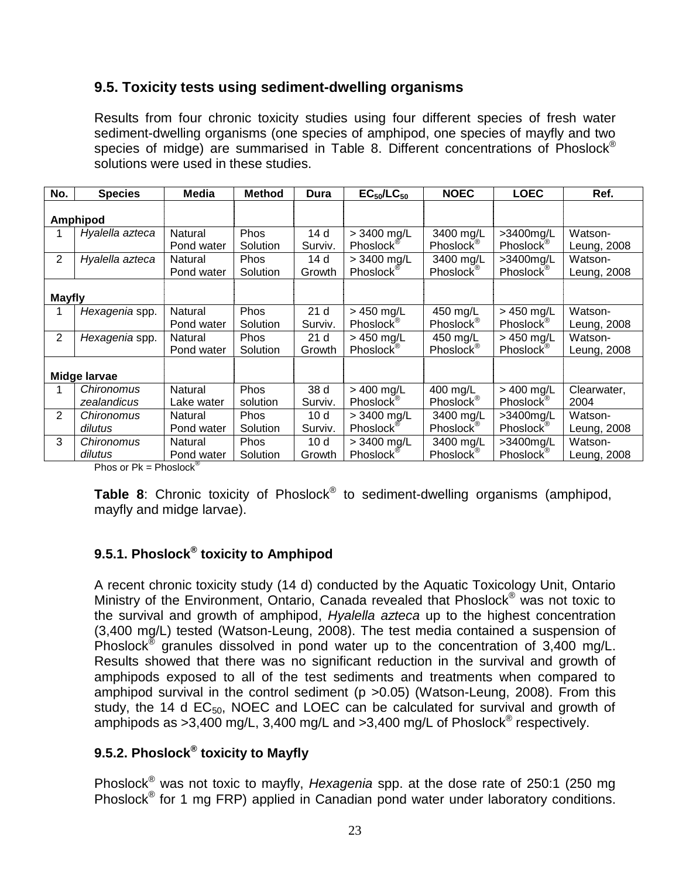## 9.5. Toxicity tests using sediment-dwelling organisms

Results from four chronic toxicity studies using four different species of fresh water sediment-dwelling organisms (one species of amphipod, one species of mayfly and two species of midge) are summarised in Table 8. Different concentrations of Phoslock® solutions were used in these studies.

| No. | Species | Media | Method | Dura | $EC_{50}$/$LC_{50}$ | NOEC | LOEC | Ref. |
|---|---|---|---|---|---|---|---|---|
| **Amphipod** | | | | | | | | |
| 1 | *Hyalella azteca* | Natural Pond water | Phos Solution | 14 d Surviv. | > 3400 mg/L Phoslock® | 3400 mg/L Phoslock® | >3400mg/L Phoslock® | Watson-Leung, 2008 |
| 2 | *Hyalella azteca* | Natural Pond water | Phos Solution | 14 d Growth | > 3400 mg/L Phoslock® | 3400 mg/L Phoslock® | >3400mg/L Phoslock® | Watson-Leung, 2008 |
| **Mayfly** | | | | | | | | |
| 1 | *Hexagenia* spp. | Natural Pond water | Phos Solution | 21 d Surviv. | > 450 mg/L Phoslock® | 450 mg/L Phoslock® | > 450 mg/L Phoslock® | Watson-Leung, 2008 |
| 2 | *Hexagenia* spp. | Natural Pond water | Phos Solution | 21 d Growth | > 450 mg/L Phoslock® | 450 mg/L Phoslock® | > 450 mg/L Phoslock® | Watson-Leung, 2008 |
| **Midge larvae** | | | | | | | | |
| 1 | *Chironomus zealandicus* | Natural Lake water | Phos solution | 38 d Surviv. | > 400 mg/L Phoslock® | 400 mg/L Phoslock® | > 400 mg/L Phoslock® | Clearwater, 2004 |
| 2 | *Chironomus dilutus* | Natural Pond water | Phos Solution | 10 d Surviv. | > 3400 mg/L Phoslock® | 3400 mg/L Phoslock® | >3400mg/L Phoslock® | Watson-Leung, 2008 |
| 3 | *Chironomus dilutus* | Natural Pond water | Phos Solution | 10 d Growth | > 3400 mg/L Phoslock® | 3400 mg/L Phoslock® | >3400mg/L Phoslock® | Watson-Leung, 2008 |

Phos or Pk = Phoslock®

**Table 8**: Chronic toxicity of Phoslock® to sediment-dwelling organisms (amphipod, mayfly and midge larvae).

### 9.5.1. Phoslock® toxicity to Amphipod

A recent chronic toxicity study (14 d) conducted by the Aquatic Toxicology Unit, Ontario Ministry of the Environment, Ontario, Canada revealed that Phoslock® was not toxic to the survival and growth of amphipod, *Hyalella azteca* up to the highest concentration (3,400 mg/L) tested (Watson-Leung, 2008). The test media contained a suspension of Phoslock® granules dissolved in pond water up to the concentration of 3,400 mg/L. Results showed that there was no significant reduction in the survival and growth of amphipods exposed to all of the test sediments and treatments when compared to amphipod survival in the control sediment ($p > 0.05$) (Watson-Leung, 2008). From this study, the 14 d $EC_{50}$, NOEC and LOEC can be calculated for survival and growth of amphipods as >3,400 mg/L, 3,400 mg/L and >3,400 mg/L of Phoslock® respectively.

### 9.5.2. Phoslock® toxicity to Mayfly

Phoslock® was not toxic to mayfly, *Hexagenia* spp. at the dose rate of 250:1 (250 mg Phoslock® for 1 mg FRP) applied in Canadian pond water under laboratory conditions.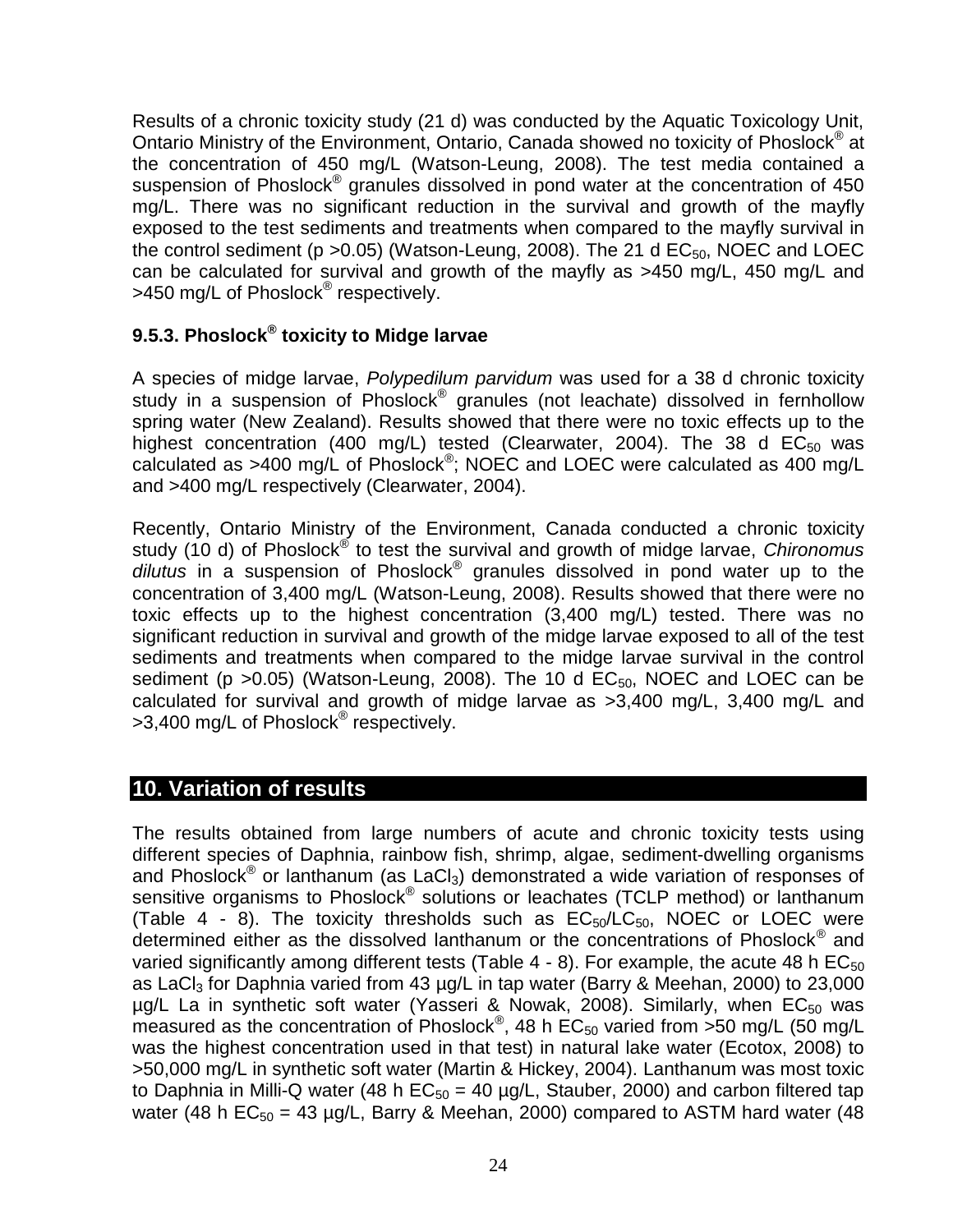Results of a chronic toxicity study (21 d) was conducted by the Aquatic Toxicology Unit, Ontario Ministry of the Environment, Ontario, Canada showed no toxicity of Phoslock® at the concentration of 450 mg/L (Watson-Leung, 2008). The test media contained a suspension of Phoslock® granules dissolved in pond water at the concentration of 450 mg/L. There was no significant reduction in the survival and growth of the mayfly exposed to the test sediments and treatments when compared to the mayfly survival in the control sediment ($p > 0.05$) (Watson-Leung, 2008). The 21 d $EC_{50}$, NOEC and LOEC can be calculated for survival and growth of the mayfly as >450 mg/L, 450 mg/L and >450 mg/L of Phoslock® respectively.

### 9.5.3. Phoslock® toxicity to Midge larvae

A species of midge larvae, *Polypedilum parvidum* was used for a 38 d chronic toxicity study in a suspension of Phoslock® granules (not leachate) dissolved in fernhollow spring water (New Zealand). Results showed that there were no toxic effects up to the highest concentration (400 mg/L) tested (Clearwater, 2004). The 38 d $EC_{50}$ was calculated as >400 mg/L of Phoslock®; NOEC and LOEC were calculated as 400 mg/L and >400 mg/L respectively (Clearwater, 2004).

Recently, Ontario Ministry of the Environment, Canada conducted a chronic toxicity study (10 d) of Phoslock® to test the survival and growth of midge larvae, *Chironomus dilutus* in a suspension of Phoslock® granules dissolved in pond water up to the concentration of 3,400 mg/L (Watson-Leung, 2008). Results showed that there were no toxic effects up to the highest concentration (3,400 mg/L) tested. There was no significant reduction in survival and growth of the midge larvae exposed to all of the test sediments and treatments when compared to the midge larvae survival in the control sediment ($p > 0.05$) (Watson-Leung, 2008). The 10 d $EC_{50}$, NOEC and LOEC can be calculated for survival and growth of midge larvae as >3,400 mg/L, 3,400 mg/L and >3,400 mg/L of Phoslock® respectively.

## 10. Variation of results

The results obtained from large numbers of acute and chronic toxicity tests using different species of Daphnia, rainbow fish, shrimp, algae, sediment-dwelling organisms and Phoslock® or lanthanum (as $LaCl_3$) demonstrated a wide variation of responses of sensitive organisms to Phoslock® solutions or leachates (TCLP method) or lanthanum (Table 4 - 8). The toxicity thresholds such as $EC_{50}/LC_{50}$, NOEC or LOEC were determined either as the dissolved lanthanum or the concentrations of Phoslock® and varied significantly among different tests (Table 4 - 8). For example, the acute 48 h $EC_{50}$ as $LaCl_3$ for Daphnia varied from 43 µg/L in tap water (Barry & Meehan, 2000) to 23,000 µg/L La in synthetic soft water (Yasseri & Nowak, 2008). Similarly, when $EC_{50}$ was measured as the concentration of Phoslock®, 48 h $EC_{50}$ varied from >50 mg/L (50 mg/L was the highest concentration used in that test) in natural lake water (Ecotox, 2008) to >50,000 mg/L in synthetic soft water (Martin & Hickey, 2004). Lanthanum was most toxic to Daphnia in Milli-Q water (48 h $EC_{50}$ = 40 µg/L, Stauber, 2000) and carbon filtered tap water (48 h $EC_{50}$ = 43 µg/L, Barry & Meehan, 2000) compared to ASTM hard water (48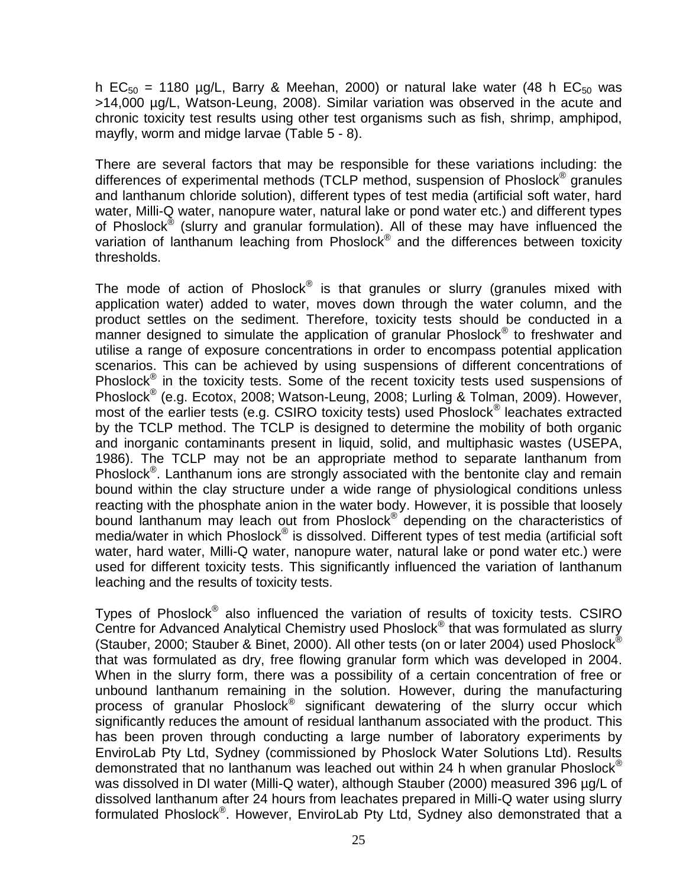h $EC_{50}$ = 1180 µg/L, Barry & Meehan, 2000) or natural lake water (48 h $EC_{50}$ was >14,000 µg/L, Watson-Leung, 2008). Similar variation was observed in the acute and chronic toxicity test results using other test organisms such as fish, shrimp, amphipod, mayfly, worm and midge larvae (Table 5 - 8).

There are several factors that may be responsible for these variations including: the differences of experimental methods (TCLP method, suspension of Phoslock® granules and lanthanum chloride solution), different types of test media (artificial soft water, hard water, Milli-Q water, nanopure water, natural lake or pond water etc.) and different types of Phoslock® (slurry and granular formulation). All of these may have influenced the variation of lanthanum leaching from Phoslock® and the differences between toxicity thresholds.

The mode of action of Phoslock® is that granules or slurry (granules mixed with application water) added to water, moves down through the water column, and the product settles on the sediment. Therefore, toxicity tests should be conducted in a manner designed to simulate the application of granular Phoslock® to freshwater and utilise a range of exposure concentrations in order to encompass potential application scenarios. This can be achieved by using suspensions of different concentrations of Phoslock® in the toxicity tests. Some of the recent toxicity tests used suspensions of Phoslock® (e.g. Ecotox, 2008; Watson-Leung, 2008; Lurling & Tolman, 2009). However, most of the earlier tests (e.g. CSIRO toxicity tests) used Phoslock® leachates extracted by the TCLP method. The TCLP is designed to determine the mobility of both organic and inorganic contaminants present in liquid, solid, and multiphasic wastes (USEPA, 1986). The TCLP may not be an appropriate method to separate lanthanum from Phoslock®. Lanthanum ions are strongly associated with the bentonite clay and remain bound within the clay structure under a wide range of physiological conditions unless reacting with the phosphate anion in the water body. However, it is possible that loosely bound lanthanum may leach out from Phoslock® depending on the characteristics of media/water in which Phoslock® is dissolved. Different types of test media (artificial soft water, hard water, Milli-Q water, nanopure water, natural lake or pond water etc.) were used for different toxicity tests. This significantly influenced the variation of lanthanum leaching and the results of toxicity tests.

Types of Phoslock® also influenced the variation of results of toxicity tests. CSIRO Centre for Advanced Analytical Chemistry used Phoslock® that was formulated as slurry (Stauber, 2000; Stauber & Binet, 2000). All other tests (on or later 2004) used Phoslock® that was formulated as dry, free flowing granular form which was developed in 2004. When in the slurry form, there was a possibility of a certain concentration of free or unbound lanthanum remaining in the solution. However, during the manufacturing process of granular Phoslock® significant dewatering of the slurry occur which significantly reduces the amount of residual lanthanum associated with the product. This has been proven through conducting a large number of laboratory experiments by EnviroLab Pty Ltd, Sydney (commissioned by Phoslock Water Solutions Ltd). Results demonstrated that no lanthanum was leached out within 24 h when granular Phoslock® was dissolved in DI water (Milli-Q water), although Stauber (2000) measured 396 µg/L of dissolved lanthanum after 24 hours from leachates prepared in Milli-Q water using slurry formulated Phoslock®. However, EnviroLab Pty Ltd, Sydney also demonstrated that a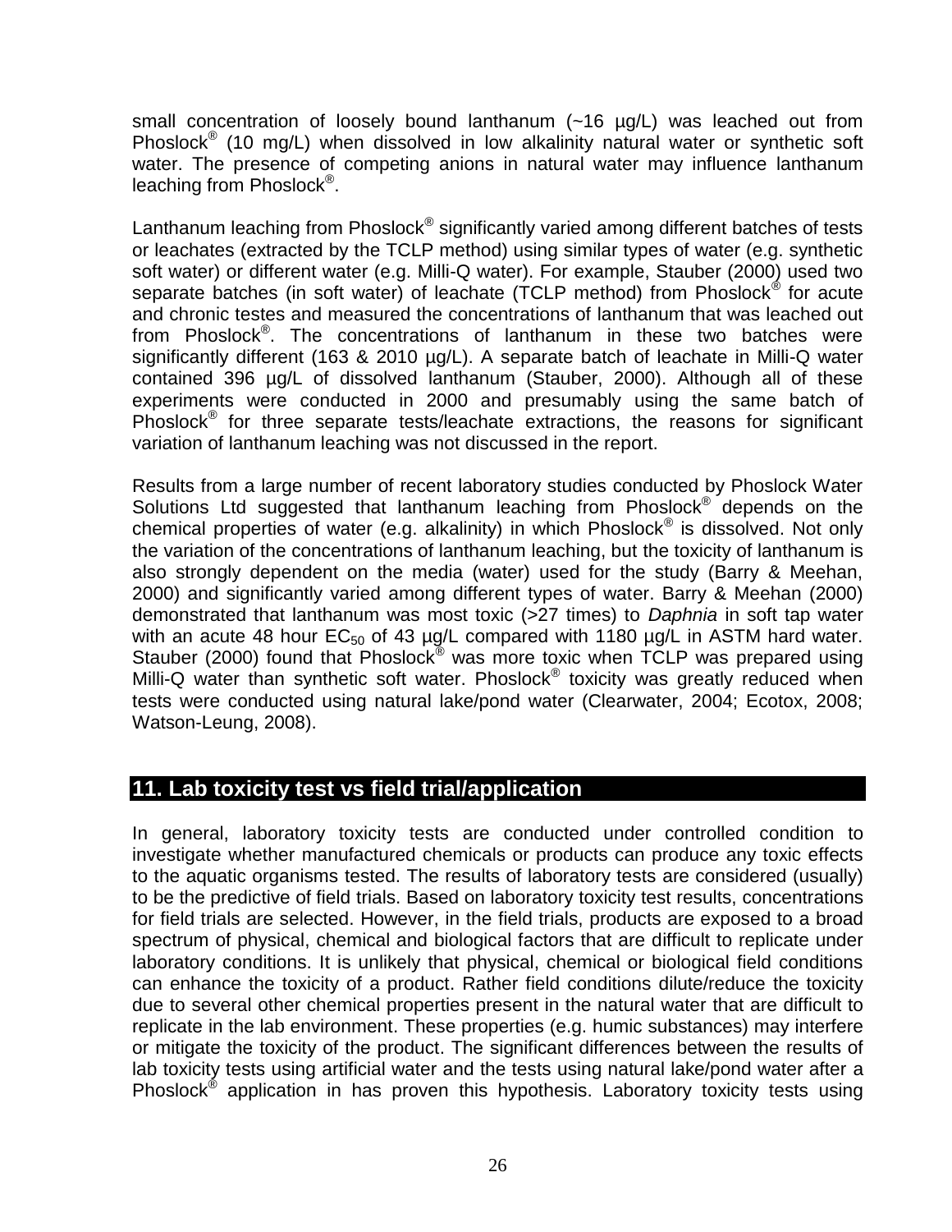small concentration of loosely bound lanthanum (~16 µg/L) was leached out from Phoslock® (10 mg/L) when dissolved in low alkalinity natural water or synthetic soft water. The presence of competing anions in natural water may influence lanthanum leaching from Phoslock®.

Lanthanum leaching from Phoslock® significantly varied among different batches of tests or leachates (extracted by the TCLP method) using similar types of water (e.g. synthetic soft water) or different water (e.g. Milli-Q water). For example, Stauber (2000) used two separate batches (in soft water) of leachate (TCLP method) from Phoslock® for acute and chronic testes and measured the concentrations of lanthanum that was leached out from Phoslock®. The concentrations of lanthanum in these two batches were significantly different (163 & 2010 µg/L). A separate batch of leachate in Milli-Q water contained 396 µg/L of dissolved lanthanum (Stauber, 2000). Although all of these experiments were conducted in 2000 and presumably using the same batch of Phoslock® for three separate tests/leachate extractions, the reasons for significant variation of lanthanum leaching was not discussed in the report.

Results from a large number of recent laboratory studies conducted by Phoslock Water Solutions Ltd suggested that lanthanum leaching from Phoslock® depends on the chemical properties of water (e.g. alkalinity) in which Phoslock® is dissolved. Not only the variation of the concentrations of lanthanum leaching, but the toxicity of lanthanum is also strongly dependent on the media (water) used for the study (Barry & Meehan, 2000) and significantly varied among different types of water. Barry & Meehan (2000) demonstrated that lanthanum was most toxic (>27 times) to *Daphnia* in soft tap water with an acute 48 hour $EC_{50}$ of 43 µg/L compared with 1180 µg/L in ASTM hard water. Stauber (2000) found that Phoslock® was more toxic when TCLP was prepared using Milli-Q water than synthetic soft water. Phoslock® toxicity was greatly reduced when tests were conducted using natural lake/pond water (Clearwater, 2004; Ecotox, 2008; Watson-Leung, 2008).

## 11. Lab toxicity test vs field trial/application

In general, laboratory toxicity tests are conducted under controlled condition to investigate whether manufactured chemicals or products can produce any toxic effects to the aquatic organisms tested. The results of laboratory tests are considered (usually) to be the predictive of field trials. Based on laboratory toxicity test results, concentrations for field trials are selected. However, in the field trials, products are exposed to a broad spectrum of physical, chemical and biological factors that are difficult to replicate under laboratory conditions. It is unlikely that physical, chemical or biological field conditions can enhance the toxicity of a product. Rather field conditions dilute/reduce the toxicity due to several other chemical properties present in the natural water that are difficult to replicate in the lab environment. These properties (e.g. humic substances) may interfere or mitigate the toxicity of the product. The significant differences between the results of lab toxicity tests using artificial water and the tests using natural lake/pond water after a Phoslock® application in has proven this hypothesis. Laboratory toxicity tests using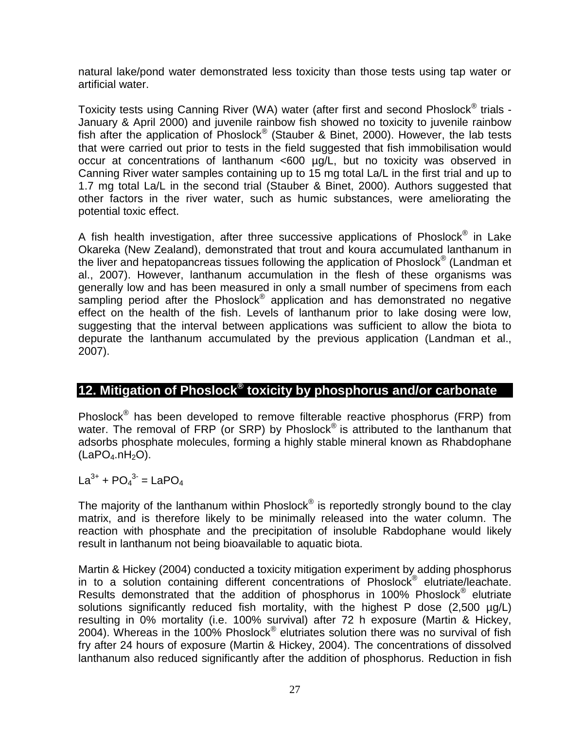natural lake/pond water demonstrated less toxicity than those tests using tap water or artificial water.

Toxicity tests using Canning River (WA) water (after first and second Phoslock® trials - January & April 2000) and juvenile rainbow fish showed no toxicity to juvenile rainbow fish after the application of Phoslock® (Stauber & Binet, 2000). However, the lab tests that were carried out prior to tests in the field suggested that fish immobilisation would occur at concentrations of lanthanum <600 µg/L, but no toxicity was observed in Canning River water samples containing up to 15 mg total La/L in the first trial and up to 1.7 mg total La/L in the second trial (Stauber & Binet, 2000). Authors suggested that other factors in the river water, such as humic substances, were ameliorating the potential toxic effect.

A fish health investigation, after three successive applications of Phoslock® in Lake Okareka (New Zealand), demonstrated that trout and koura accumulated lanthanum in the liver and hepatopancreas tissues following the application of Phoslock® (Landman et al., 2007). However, lanthanum accumulation in the flesh of these organisms was generally low and has been measured in only a small number of specimens from each sampling period after the Phoslock® application and has demonstrated no negative effect on the health of the fish. Levels of lanthanum prior to lake dosing were low, suggesting that the interval between applications was sufficient to allow the biota to depurate the lanthanum accumulated by the previous application (Landman et al., 2007).

## 12. Mitigation of Phoslock® toxicity by phosphorus and/or carbonate

Phoslock® has been developed to remove filterable reactive phosphorus (FRP) from water. The removal of FRP (or SRP) by Phoslock® is attributed to the lanthanum that adsorbs phosphate molecules, forming a highly stable mineral known as Rhabdophane ($LaPO_4.nH_2O$).

$La^{3+} + PO_4^{3-} = LaPO_4$

The majority of the lanthanum within Phoslock® is reportedly strongly bound to the clay matrix, and is therefore likely to be minimally released into the water column. The reaction with phosphate and the precipitation of insoluble Rabdophane would likely result in lanthanum not being bioavailable to aquatic biota.

Martin & Hickey (2004) conducted a toxicity mitigation experiment by adding phosphorus in to a solution containing different concentrations of Phoslock® elutriate/leachate. Results demonstrated that the addition of phosphorus in 100% Phoslock® elutriate solutions significantly reduced fish mortality, with the highest P dose (2,500 µg/L) resulting in 0% mortality (i.e. 100% survival) after 72 h exposure (Martin & Hickey, 2004). Whereas in the 100% Phoslock® elutriates solution there was no survival of fish fry after 24 hours of exposure (Martin & Hickey, 2004). The concentrations of dissolved lanthanum also reduced significantly after the addition of phosphorus. Reduction in fish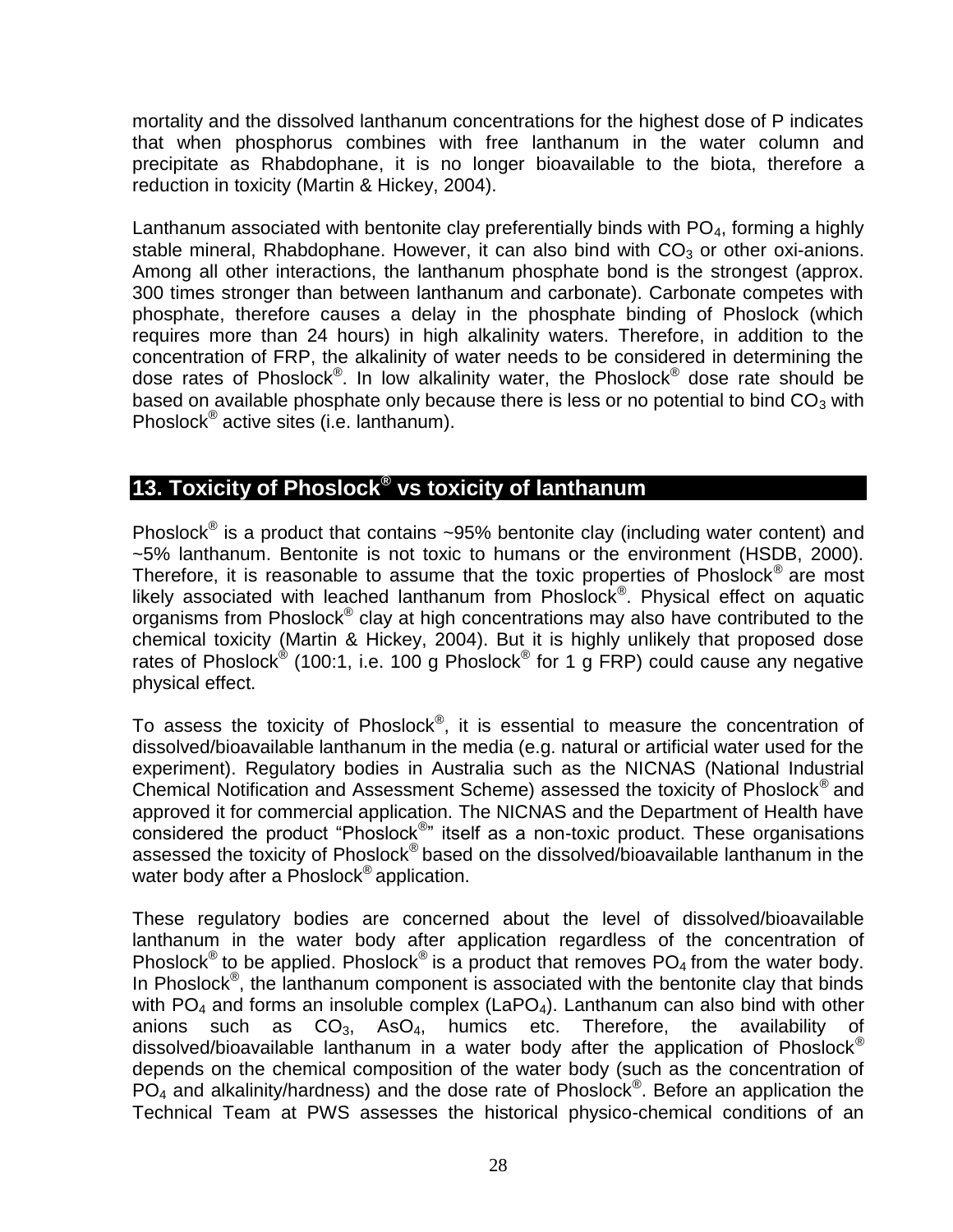mortality and the dissolved lanthanum concentrations for the highest dose of P indicates that when phosphorus combines with free lanthanum in the water column and precipitate as Rhabdophane, it is no longer bioavailable to the biota, therefore a reduction in toxicity (Martin & Hickey, 2004).

Lanthanum associated with bentonite clay preferentially binds with $PO_4$, forming a highly stable mineral, Rhabdophane. However, it can also bind with $CO_3$ or other oxi-anions. Among all other interactions, the lanthanum phosphate bond is the strongest (approx. 300 times stronger than between lanthanum and carbonate). Carbonate competes with phosphate, therefore causes a delay in the phosphate binding of Phoslock (which requires more than 24 hours) in high alkalinity waters. Therefore, in addition to the concentration of FRP, the alkalinity of water needs to be considered in determining the dose rates of Phoslock®. In low alkalinity water, the Phoslock® dose rate should be based on available phosphate only because there is less or no potential to bind $CO_3$ with Phoslock® active sites (i.e. lanthanum).

## 13. Toxicity of Phoslock® vs toxicity of lanthanum

Phoslock® is a product that contains ~95% bentonite clay (including water content) and ~5% lanthanum. Bentonite is not toxic to humans or the environment (HSDB, 2000). Therefore, it is reasonable to assume that the toxic properties of Phoslock® are most likely associated with leached lanthanum from Phoslock®. Physical effect on aquatic organisms from Phoslock® clay at high concentrations may also have contributed to the chemical toxicity (Martin & Hickey, 2004). But it is highly unlikely that proposed dose rates of Phoslock® (100:1, i.e. 100 g Phoslock® for 1 g FRP) could cause any negative physical effect.

To assess the toxicity of Phoslock®, it is essential to measure the concentration of dissolved/bioavailable lanthanum in the media (e.g. natural or artificial water used for the experiment). Regulatory bodies in Australia such as the NICNAS (National Industrial Chemical Notification and Assessment Scheme) assessed the toxicity of Phoslock® and approved it for commercial application. The NICNAS and the Department of Health have considered the product "Phoslock®" itself as a non-toxic product. These organisations assessed the toxicity of Phoslock® based on the dissolved/bioavailable lanthanum in the water body after a Phoslock® application.

These regulatory bodies are concerned about the level of dissolved/bioavailable lanthanum in the water body after application regardless of the concentration of Phoslock® to be applied. Phoslock® is a product that removes $PO_4$ from the water body. In Phoslock®, the lanthanum component is associated with the bentonite clay that binds with $PO_4$ and forms an insoluble complex ($LaPO_4$). Lanthanum can also bind with other anions such as $CO_3$, $AsO_4$, humics etc. Therefore, the availability of dissolved/bioavailable lanthanum in a water body after the application of Phoslock® depends on the chemical composition of the water body (such as the concentration of $PO_4$ and alkalinity/hardness) and the dose rate of Phoslock®. Before an application the Technical Team at PWS assesses the historical physico-chemical conditions of an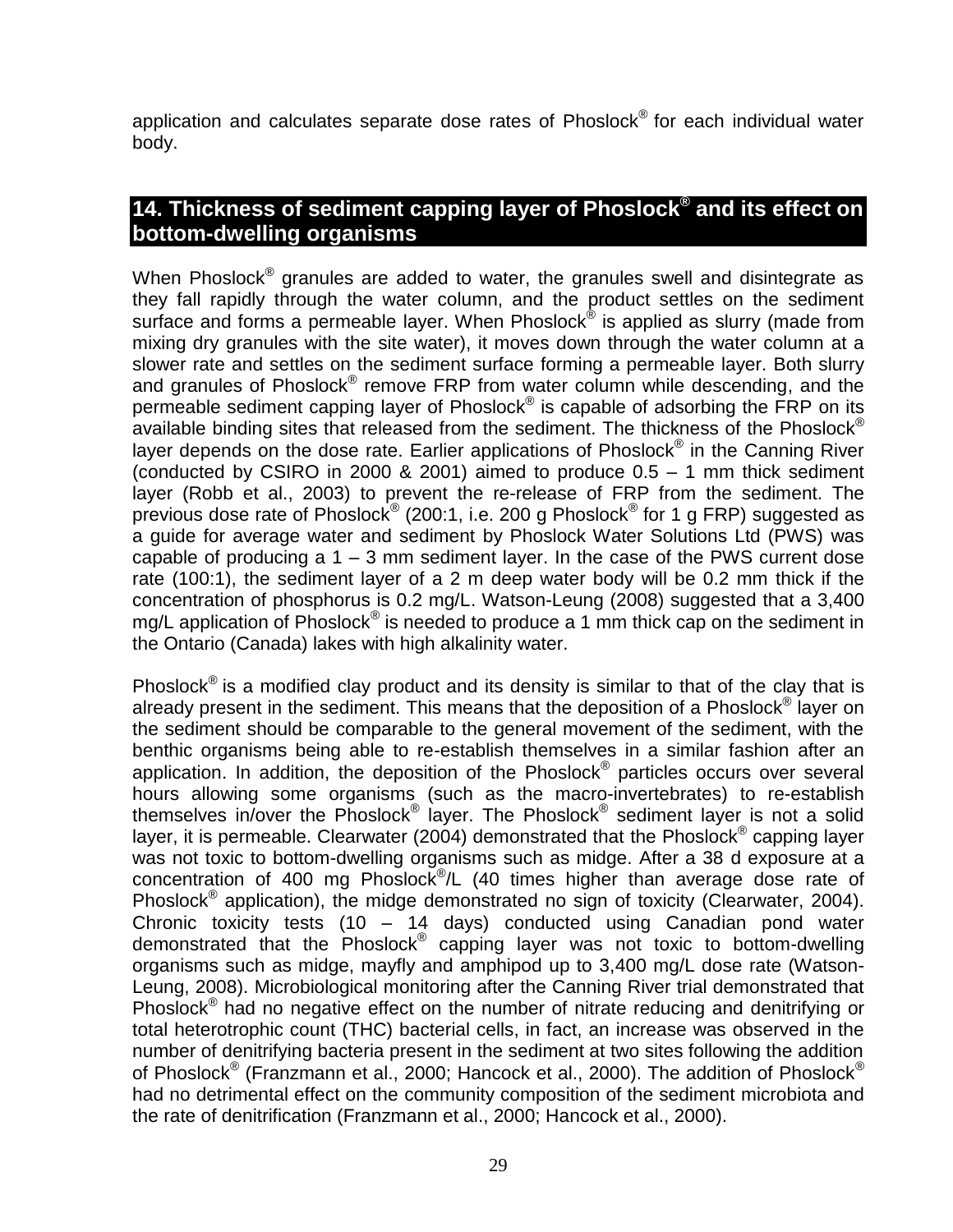application and calculates separate dose rates of Phoslock® for each individual water body.

## 14. Thickness of sediment capping layer of Phoslock® and its effect on bottom-dwelling organisms

When Phoslock® granules are added to water, the granules swell and disintegrate as they fall rapidly through the water column, and the product settles on the sediment surface and forms a permeable layer. When Phoslock® is applied as slurry (made from mixing dry granules with the site water), it moves down through the water column at a slower rate and settles on the sediment surface forming a permeable layer. Both slurry and granules of Phoslock® remove FRP from water column while descending, and the permeable sediment capping layer of Phoslock® is capable of adsorbing the FRP on its available binding sites that released from the sediment. The thickness of the Phoslock® layer depends on the dose rate. Earlier applications of Phoslock® in the Canning River (conducted by CSIRO in 2000 & 2001) aimed to produce 0.5 – 1 mm thick sediment layer (Robb et al., 2003) to prevent the re-release of FRP from the sediment. The previous dose rate of Phoslock® (200:1, i.e. 200 g Phoslock® for 1 g FRP) suggested as a guide for average water and sediment by Phoslock Water Solutions Ltd (PWS) was capable of producing a 1 – 3 mm sediment layer. In the case of the PWS current dose rate (100:1), the sediment layer of a 2 m deep water body will be 0.2 mm thick if the concentration of phosphorus is 0.2 mg/L. Watson-Leung (2008) suggested that a 3,400 mg/L application of Phoslock® is needed to produce a 1 mm thick cap on the sediment in the Ontario (Canada) lakes with high alkalinity water.

Phoslock® is a modified clay product and its density is similar to that of the clay that is already present in the sediment. This means that the deposition of a Phoslock® layer on the sediment should be comparable to the general movement of the sediment, with the benthic organisms being able to re-establish themselves in a similar fashion after an application. In addition, the deposition of the Phoslock® particles occurs over several hours allowing some organisms (such as the macro-invertebrates) to re-establish themselves in/over the Phoslock® layer. The Phoslock® sediment layer is not a solid layer, it is permeable. Clearwater (2004) demonstrated that the Phoslock® capping layer was not toxic to bottom-dwelling organisms such as midge. After a 38 d exposure at a concentration of 400 mg Phoslock®/L (40 times higher than average dose rate of Phoslock® application), the midge demonstrated no sign of toxicity (Clearwater, 2004). Chronic toxicity tests (10 – 14 days) conducted using Canadian pond water demonstrated that the Phoslock® capping layer was not toxic to bottom-dwelling organisms such as midge, mayfly and amphipod up to 3,400 mg/L dose rate (Watson-Leung, 2008). Microbiological monitoring after the Canning River trial demonstrated that Phoslock® had no negative effect on the number of nitrate reducing and denitrifying or total heterotrophic count (THC) bacterial cells, in fact, an increase was observed in the number of denitrifying bacteria present in the sediment at two sites following the addition of Phoslock® (Franzmann et al., 2000; Hancock et al., 2000). The addition of Phoslock® had no detrimental effect on the community composition of the sediment microbiota and the rate of denitrification (Franzmann et al., 2000; Hancock et al., 2000).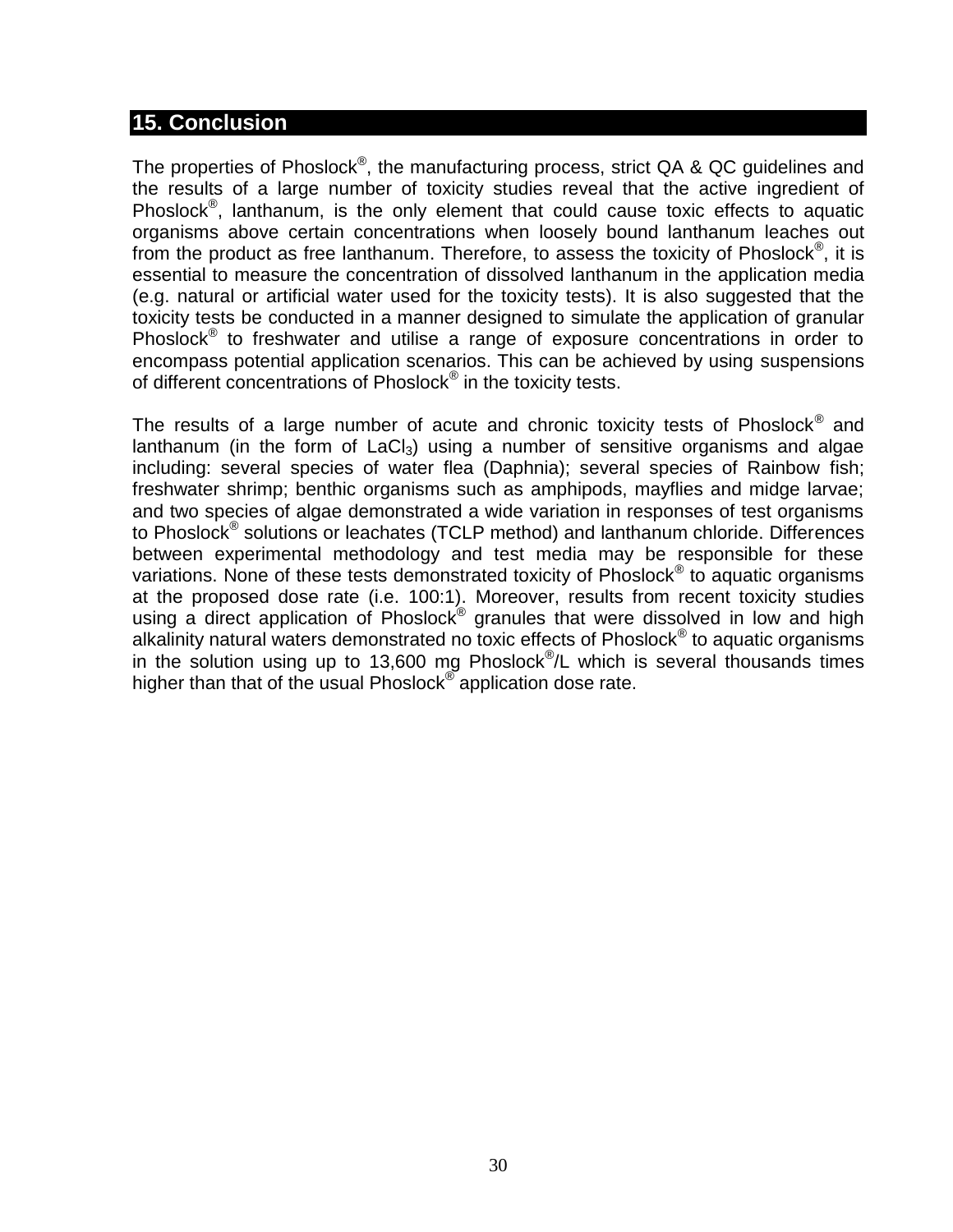## 15. Conclusion

The properties of Phoslock®, the manufacturing process, strict QA & QC guidelines and the results of a large number of toxicity studies reveal that the active ingredient of Phoslock®, lanthanum, is the only element that could cause toxic effects to aquatic organisms above certain concentrations when loosely bound lanthanum leaches out from the product as free lanthanum. Therefore, to assess the toxicity of Phoslock®, it is essential to measure the concentration of dissolved lanthanum in the application media (e.g. natural or artificial water used for the toxicity tests). It is also suggested that the toxicity tests be conducted in a manner designed to simulate the application of granular Phoslock® to freshwater and utilise a range of exposure concentrations in order to encompass potential application scenarios. This can be achieved by using suspensions of different concentrations of Phoslock® in the toxicity tests.

The results of a large number of acute and chronic toxicity tests of Phoslock® and lanthanum (in the form of $LaCl_3$) using a number of sensitive organisms and algae including: several species of water flea (Daphnia); several species of Rainbow fish; freshwater shrimp; benthic organisms such as amphipods, mayflies and midge larvae; and two species of algae demonstrated a wide variation in responses of test organisms to Phoslock® solutions or leachates (TCLP method) and lanthanum chloride. Differences between experimental methodology and test media may be responsible for these variations. None of these tests demonstrated toxicity of Phoslock® to aquatic organisms at the proposed dose rate (i.e. 100:1). Moreover, results from recent toxicity studies using a direct application of Phoslock® granules that were dissolved in low and high alkalinity natural waters demonstrated no toxic effects of Phoslock® to aquatic organisms in the solution using up to 13,600 mg Phoslock®/L which is several thousands times higher than that of the usual Phoslock® application dose rate.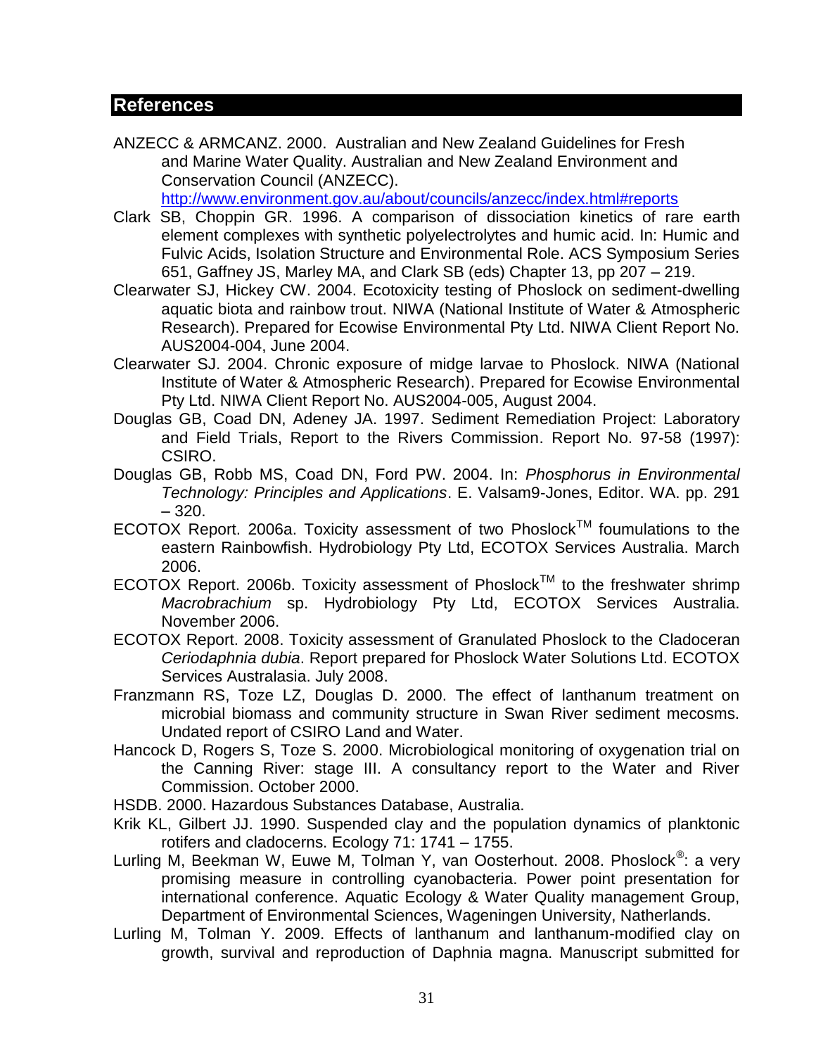## References

ANZECC & ARMCANZ. 2000. Australian and New Zealand Guidelines for Fresh and Marine Water Quality. Australian and New Zealand Environment and Conservation Council (ANZECC). http://www.environment.gov.au/about/councils/anzecc/index.html#reports

Clark SB, Choppin GR. 1996. A comparison of dissociation kinetics of rare earth element complexes with synthetic polyelectrolytes and humic acid. In: Humic and Fulvic Acids, Isolation Structure and Environmental Role. ACS Symposium Series 651, Gaffney JS, Marley MA, and Clark SB (eds) Chapter 13, pp 207 – 219.

Clearwater SJ, Hickey CW. 2004. Ecotoxicity testing of Phoslock on sediment-dwelling aquatic biota and rainbow trout. NIWA (National Institute of Water & Atmospheric Research). Prepared for Ecowise Environmental Pty Ltd. NIWA Client Report No. AUS2004-004, June 2004.

Clearwater SJ. 2004. Chronic exposure of midge larvae to Phoslock. NIWA (National Institute of Water & Atmospheric Research). Prepared for Ecowise Environmental Pty Ltd. NIWA Client Report No. AUS2004-005, August 2004.

Douglas GB, Coad DN, Adeney JA. 1997. Sediment Remediation Project: Laboratory and Field Trials, Report to the Rivers Commission. Report No. 97-58 (1997): CSIRO.

Douglas GB, Robb MS, Coad DN, Ford PW. 2004. In: *Phosphorus in Environmental Technology: Principles and Applications*. E. Valsam9-Jones, Editor. WA. pp. 291 – 320.

ECOTOX Report. 2006a. Toxicity assessment of two Phoslock™ foumulations to the eastern Rainbowfish. Hydrobiology Pty Ltd, ECOTOX Services Australia. March 2006.

ECOTOX Report. 2006b. Toxicity assessment of Phoslock™ to the freshwater shrimp *Macrobrachium* sp. Hydrobiology Pty Ltd, ECOTOX Services Australia. November 2006.

ECOTOX Report. 2008. Toxicity assessment of Granulated Phoslock to the Cladoceran *Ceriodaphnia dubia*. Report prepared for Phoslock Water Solutions Ltd. ECOTOX Services Australasia. July 2008.

Franzmann RS, Toze LZ, Douglas D. 2000. The effect of lanthanum treatment on microbial biomass and community structure in Swan River sediment mecosms. Undated report of CSIRO Land and Water.

Hancock D, Rogers S, Toze S. 2000. Microbiological monitoring of oxygenation trial on the Canning River: stage III. A consultancy report to the Water and River Commission. October 2000.

HSDB. 2000. Hazardous Substances Database, Australia.

Krik KL, Gilbert JJ. 1990. Suspended clay and the population dynamics of planktonic rotifers and cladocerns. Ecology 71: 1741 – 1755.

Lurling M, Beekman W, Euwe M, Tolman Y, van Oosterhout. 2008. Phoslock®: a very promising measure in controlling cyanobacteria. Power point presentation for international conference. Aquatic Ecology & Water Quality management Group, Department of Environmental Sciences, Wageningen University, Natherlands.

Lurling M, Tolman Y. 2009. Effects of lanthanum and lanthanum-modified clay on growth, survival and reproduction of Daphnia magna. Manuscript submitted for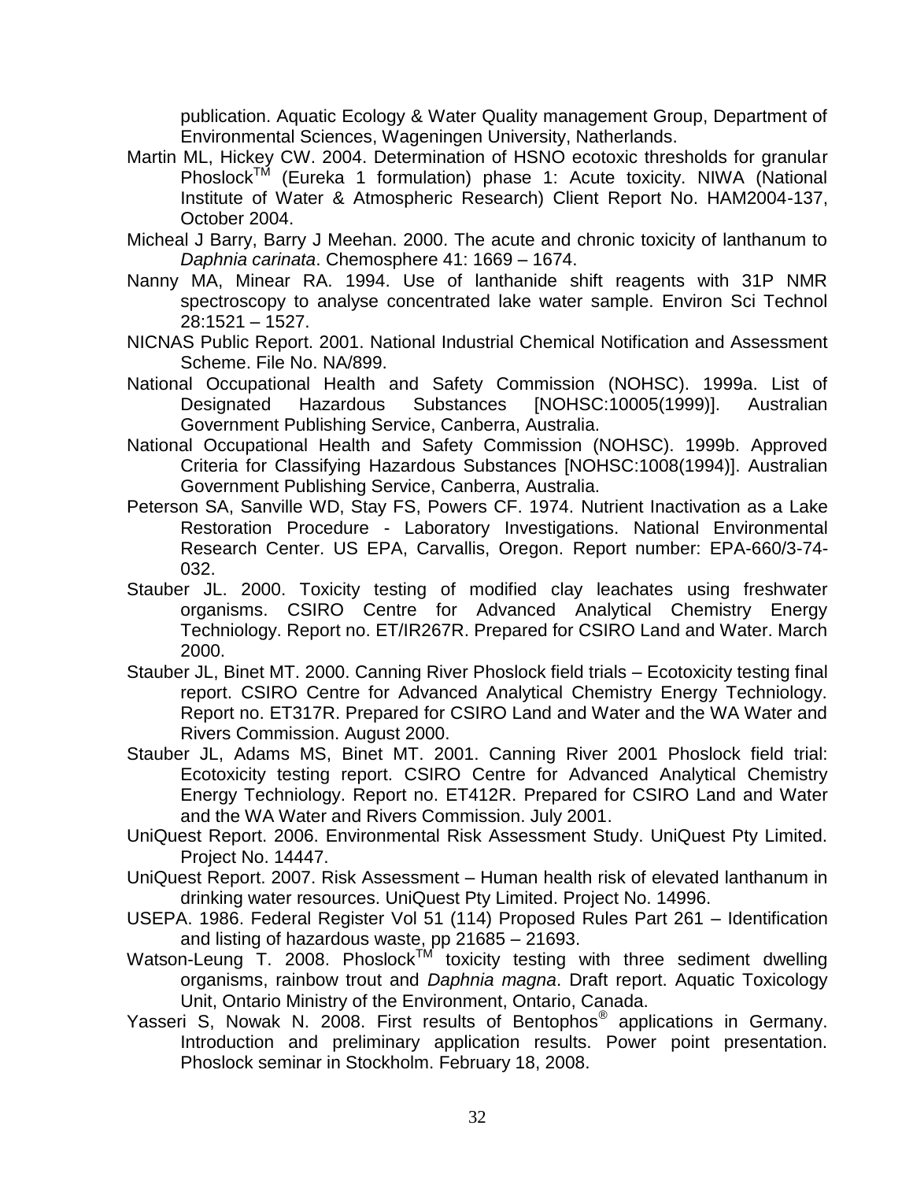publication. Aquatic Ecology & Water Quality management Group, Department of Environmental Sciences, Wageningen University, Natherlands.

Martin ML, Hickey CW. 2004. Determination of HSNO ecotoxic thresholds for granular Phoslock™ (Eureka 1 formulation) phase 1: Acute toxicity. NIWA (National Institute of Water & Atmospheric Research) Client Report No. HAM2004-137, October 2004.

Micheal J Barry, Barry J Meehan. 2000. The acute and chronic toxicity of lanthanum to *Daphnia carinata*. Chemosphere 41: 1669 – 1674.

Nanny MA, Minear RA. 1994. Use of lanthanide shift reagents with 31P NMR spectroscopy to analyse concentrated lake water sample. Environ Sci Technol 28:1521 – 1527.

NICNAS Public Report. 2001. National Industrial Chemical Notification and Assessment Scheme. File No. NA/899.

National Occupational Health and Safety Commission (NOHSC). 1999a. List of Designated Hazardous Substances [NOHSC:10005(1999)]. Australian Government Publishing Service, Canberra, Australia.

National Occupational Health and Safety Commission (NOHSC). 1999b. Approved Criteria for Classifying Hazardous Substances [NOHSC:1008(1994)]. Australian Government Publishing Service, Canberra, Australia.

Peterson SA, Sanville WD, Stay FS, Powers CF. 1974. Nutrient Inactivation as a Lake Restoration Procedure - Laboratory Investigations. National Environmental Research Center. US EPA, Carvallis, Oregon. Report number: EPA-660/3-74-032.

Stauber JL. 2000. Toxicity testing of modified clay leachates using freshwater organisms. CSIRO Centre for Advanced Analytical Chemistry Energy Techniology. Report no. ET/IR267R. Prepared for CSIRO Land and Water. March 2000.

Stauber JL, Binet MT. 2000. Canning River Phoslock field trials – Ecotoxicity testing final report. CSIRO Centre for Advanced Analytical Chemistry Energy Techniology. Report no. ET317R. Prepared for CSIRO Land and Water and the WA Water and Rivers Commission. August 2000.

Stauber JL, Adams MS, Binet MT. 2001. Canning River 2001 Phoslock field trial: Ecotoxicity testing report. CSIRO Centre for Advanced Analytical Chemistry Energy Techniology. Report no. ET412R. Prepared for CSIRO Land and Water and the WA Water and Rivers Commission. July 2001.

UniQuest Report. 2006. Environmental Risk Assessment Study. UniQuest Pty Limited. Project No. 14447.

UniQuest Report. 2007. Risk Assessment – Human health risk of elevated lanthanum in drinking water resources. UniQuest Pty Limited. Project No. 14996.

USEPA. 1986. Federal Register Vol 51 (114) Proposed Rules Part 261 – Identification and listing of hazardous waste, pp 21685 – 21693.

Watson-Leung T. 2008. Phoslock™ toxicity testing with three sediment dwelling organisms, rainbow trout and *Daphnia magna*. Draft report. Aquatic Toxicology Unit, Ontario Ministry of the Environment, Ontario, Canada.

Yasseri S, Nowak N. 2008. First results of Bentophos® applications in Germany. Introduction and preliminary application results. Power point presentation. Phoslock seminar in Stockholm. February 18, 2008.